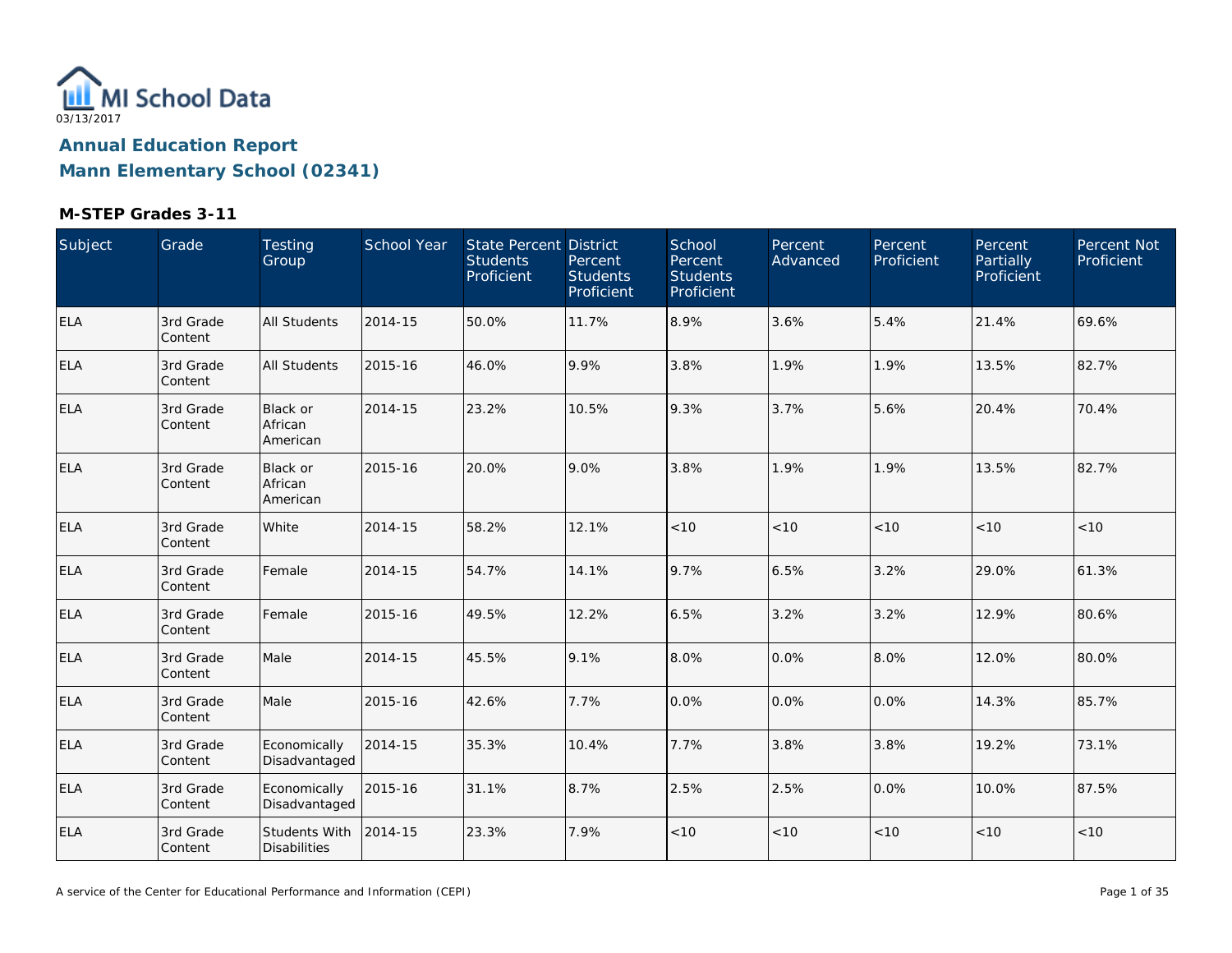MI School Data

03/13/2017

## Annual Education Report

## Mann Elementary School (02341)

### M-STEP Grades 3-11

| Subject | Grade | Testing Group | School Year | State Percent Students Proficient | District Percent Students Proficient | School Percent Students Proficient | Percent Advanced | Percent Proficient | Percent Partially Proficient | Percent Not Proficient |
|---|---|---|---|---|---|---|---|---|---|---|
| ELA | 3rd Grade Content | All Students | 2014-15 | 50.0% | 11.7% | 8.9% | 3.6% | 5.4% | 21.4% | 69.6% |
| ELA | 3rd Grade Content | All Students | 2015-16 | 46.0% | 9.9% | 3.8% | 1.9% | 1.9% | 13.5% | 82.7% |
| ELA | 3rd Grade Content | Black or African American | 2014-15 | 23.2% | 10.5% | 9.3% | 3.7% | 5.6% | 20.4% | 70.4% |
| ELA | 3rd Grade Content | Black or African American | 2015-16 | 20.0% | 9.0% | 3.8% | 1.9% | 1.9% | 13.5% | 82.7% |
| ELA | 3rd Grade Content | White | 2014-15 | 58.2% | 12.1% | <10 | <10 | <10 | <10 | <10 |
| ELA | 3rd Grade Content | Female | 2014-15 | 54.7% | 14.1% | 9.7% | 6.5% | 3.2% | 29.0% | 61.3% |
| ELA | 3rd Grade Content | Female | 2015-16 | 49.5% | 12.2% | 6.5% | 3.2% | 3.2% | 12.9% | 80.6% |
| ELA | 3rd Grade Content | Male | 2014-15 | 45.5% | 9.1% | 8.0% | 0.0% | 8.0% | 12.0% | 80.0% |
| ELA | 3rd Grade Content | Male | 2015-16 | 42.6% | 7.7% | 0.0% | 0.0% | 0.0% | 14.3% | 85.7% |
| ELA | 3rd Grade Content | Economically Disadvantaged | 2014-15 | 35.3% | 10.4% | 7.7% | 3.8% | 3.8% | 19.2% | 73.1% |
| ELA | 3rd Grade Content | Economically Disadvantaged | 2015-16 | 31.1% | 8.7% | 2.5% | 2.5% | 0.0% | 10.0% | 87.5% |
| ELA | 3rd Grade Content | Students With Disabilities | 2014-15 | 23.3% | 7.9% | <10 | <10 | <10 | <10 | <10 |

A service of the Center for Educational Performance and Information (CEPI)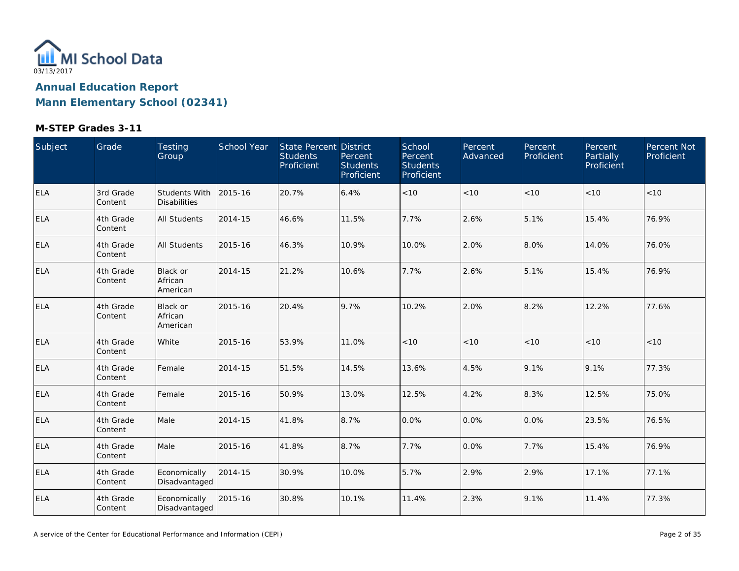MI School Data
03/13/2017

## Annual Education Report
## Mann Elementary School (02341)

### M-STEP Grades 3-11

| Subject | Grade | Testing Group | School Year | State Percent Students Proficient | District Percent Students Proficient | School Percent Students Proficient | Percent Advanced | Percent Proficient | Percent Partially Proficient | Percent Not Proficient |
|---|---|---|---|---|---|---|---|---|---|---|
| ELA | 3rd Grade Content | Students With Disabilities | 2015-16 | 20.7% | 6.4% | <10 | <10 | <10 | <10 | <10 |
| ELA | 4th Grade Content | All Students | 2014-15 | 46.6% | 11.5% | 7.7% | 2.6% | 5.1% | 15.4% | 76.9% |
| ELA | 4th Grade Content | All Students | 2015-16 | 46.3% | 10.9% | 10.0% | 2.0% | 8.0% | 14.0% | 76.0% |
| ELA | 4th Grade Content | Black or African American | 2014-15 | 21.2% | 10.6% | 7.7% | 2.6% | 5.1% | 15.4% | 76.9% |
| ELA | 4th Grade Content | Black or African American | 2015-16 | 20.4% | 9.7% | 10.2% | 2.0% | 8.2% | 12.2% | 77.6% |
| ELA | 4th Grade Content | White | 2015-16 | 53.9% | 11.0% | <10 | <10 | <10 | <10 | <10 |
| ELA | 4th Grade Content | Female | 2014-15 | 51.5% | 14.5% | 13.6% | 4.5% | 9.1% | 9.1% | 77.3% |
| ELA | 4th Grade Content | Female | 2015-16 | 50.9% | 13.0% | 12.5% | 4.2% | 8.3% | 12.5% | 75.0% |
| ELA | 4th Grade Content | Male | 2014-15 | 41.8% | 8.7% | 0.0% | 0.0% | 0.0% | 23.5% | 76.5% |
| ELA | 4th Grade Content | Male | 2015-16 | 41.8% | 8.7% | 7.7% | 0.0% | 7.7% | 15.4% | 76.9% |
| ELA | 4th Grade Content | Economically Disadvantaged | 2014-15 | 30.9% | 10.0% | 5.7% | 2.9% | 2.9% | 17.1% | 77.1% |
| ELA | 4th Grade Content | Economically Disadvantaged | 2015-16 | 30.8% | 10.1% | 11.4% | 2.3% | 9.1% | 11.4% | 77.3% |

A service of the Center for Educational Performance and Information (CEPI)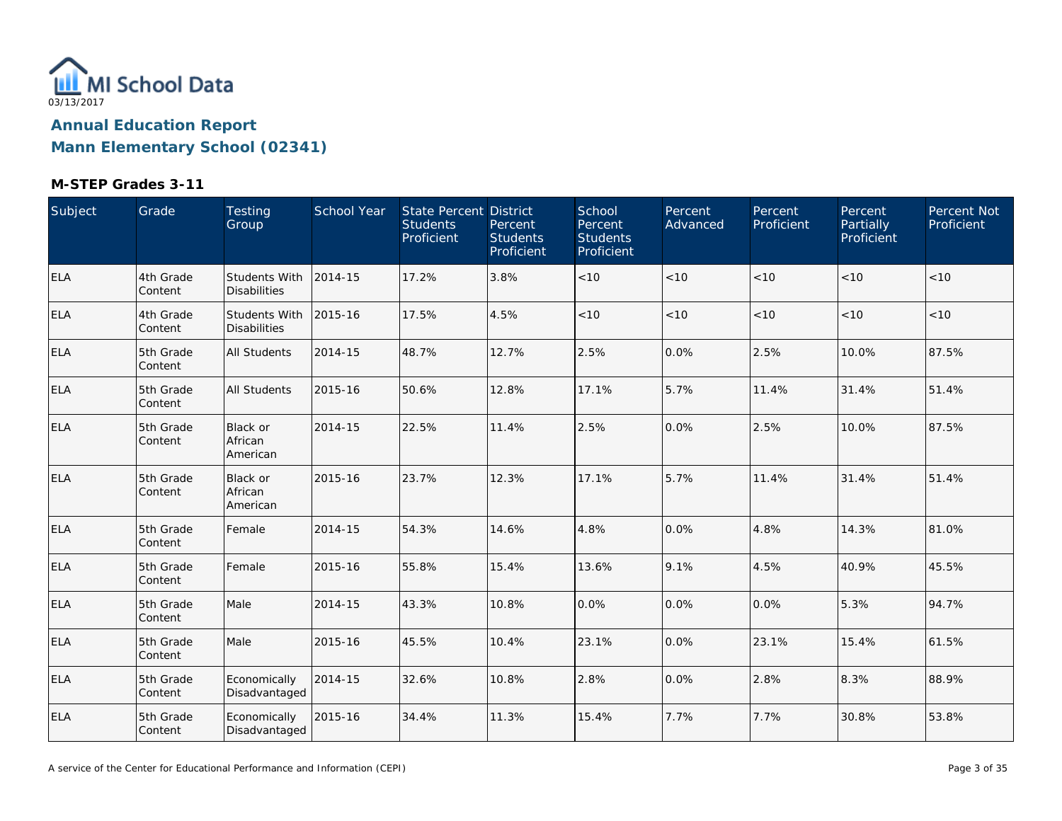MI School Data

03/13/2017

## Annual Education Report

## Mann Elementary School (02341)

### M-STEP Grades 3-11

| Subject | Grade | Testing Group | School Year | State Percent Students Proficient | District Percent Students Proficient | School Percent Students Proficient | Percent Advanced | Percent Proficient | Percent Partially Proficient | Percent Not Proficient |
|---|---|---|---|---|---|---|---|---|---|---|
| ELA | 4th Grade Content | Students With Disabilities | 2014-15 | 17.2% | 3.8% | <10 | <10 | <10 | <10 | <10 |
| ELA | 4th Grade Content | Students With Disabilities | 2015-16 | 17.5% | 4.5% | <10 | <10 | <10 | <10 | <10 |
| ELA | 5th Grade Content | All Students | 2014-15 | 48.7% | 12.7% | 2.5% | 0.0% | 2.5% | 10.0% | 87.5% |
| ELA | 5th Grade Content | All Students | 2015-16 | 50.6% | 12.8% | 17.1% | 5.7% | 11.4% | 31.4% | 51.4% |
| ELA | 5th Grade Content | Black or African American | 2014-15 | 22.5% | 11.4% | 2.5% | 0.0% | 2.5% | 10.0% | 87.5% |
| ELA | 5th Grade Content | Black or African American | 2015-16 | 23.7% | 12.3% | 17.1% | 5.7% | 11.4% | 31.4% | 51.4% |
| ELA | 5th Grade Content | Female | 2014-15 | 54.3% | 14.6% | 4.8% | 0.0% | 4.8% | 14.3% | 81.0% |
| ELA | 5th Grade Content | Female | 2015-16 | 55.8% | 15.4% | 13.6% | 9.1% | 4.5% | 40.9% | 45.5% |
| ELA | 5th Grade Content | Male | 2014-15 | 43.3% | 10.8% | 0.0% | 0.0% | 0.0% | 5.3% | 94.7% |
| ELA | 5th Grade Content | Male | 2015-16 | 45.5% | 10.4% | 23.1% | 0.0% | 23.1% | 15.4% | 61.5% |
| ELA | 5th Grade Content | Economically Disadvantaged | 2014-15 | 32.6% | 10.8% | 2.8% | 0.0% | 2.8% | 8.3% | 88.9% |
| ELA | 5th Grade Content | Economically Disadvantaged | 2015-16 | 34.4% | 11.3% | 15.4% | 7.7% | 7.7% | 30.8% | 53.8% |

A service of the Center for Educational Performance and Information (CEPI)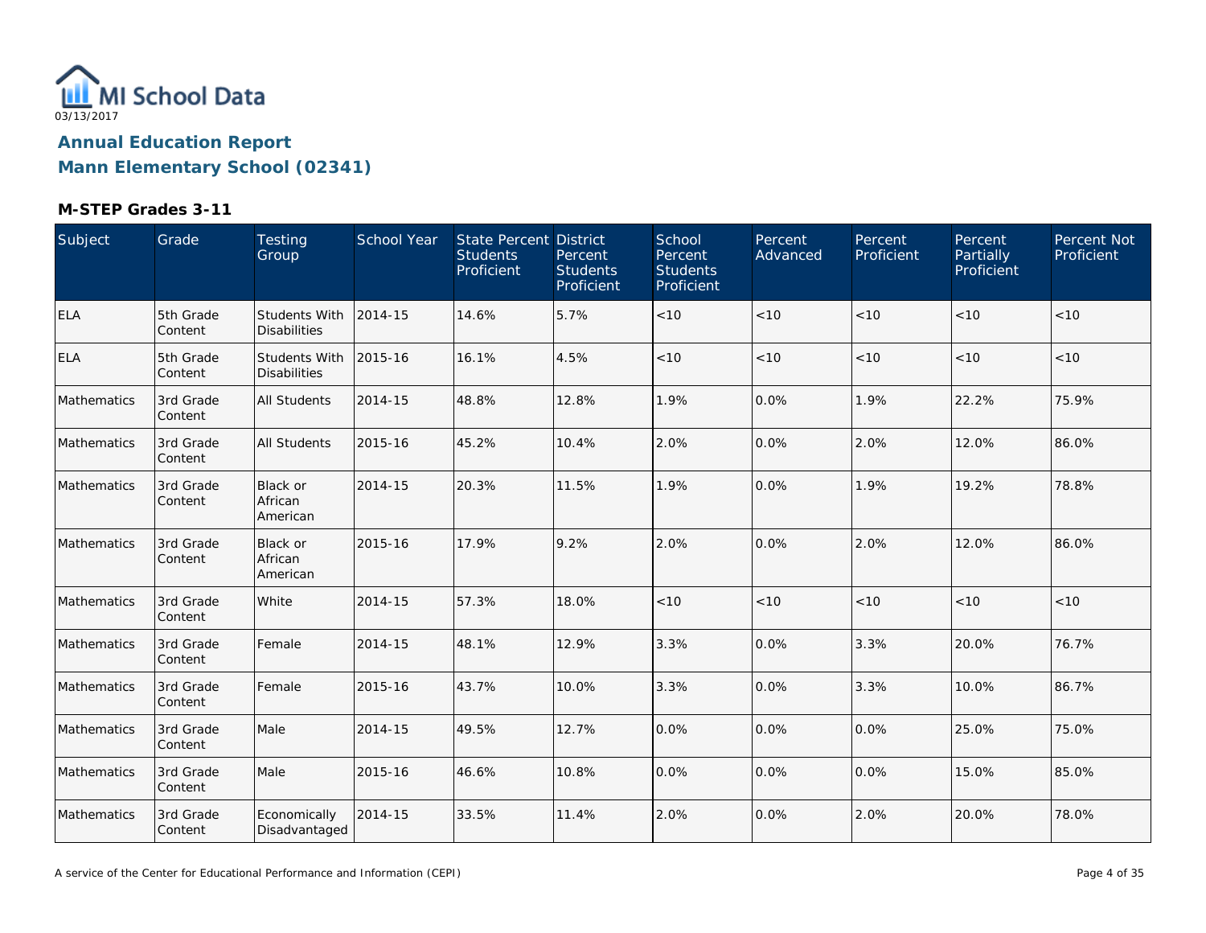MI School Data

03/13/2017

## Annual Education Report
## Mann Elementary School (02341)

### M-STEP Grades 3-11

| Subject | Grade | Testing Group | School Year | State Percent Students Proficient | District Percent Students Proficient | School Percent Students Proficient | Percent Advanced | Percent Proficient | Percent Partially Proficient | Percent Not Proficient |
|---|---|---|---|---|---|---|---|---|---|---|
| ELA | 5th Grade Content | Students With Disabilities | 2014-15 | 14.6% | 5.7% | <10 | <10 | <10 | <10 | <10 |
| ELA | 5th Grade Content | Students With Disabilities | 2015-16 | 16.1% | 4.5% | <10 | <10 | <10 | <10 | <10 |
| Mathematics | 3rd Grade Content | All Students | 2014-15 | 48.8% | 12.8% | 1.9% | 0.0% | 1.9% | 22.2% | 75.9% |
| Mathematics | 3rd Grade Content | All Students | 2015-16 | 45.2% | 10.4% | 2.0% | 0.0% | 2.0% | 12.0% | 86.0% |
| Mathematics | 3rd Grade Content | Black or African American | 2014-15 | 20.3% | 11.5% | 1.9% | 0.0% | 1.9% | 19.2% | 78.8% |
| Mathematics | 3rd Grade Content | Black or African American | 2015-16 | 17.9% | 9.2% | 2.0% | 0.0% | 2.0% | 12.0% | 86.0% |
| Mathematics | 3rd Grade Content | White | 2014-15 | 57.3% | 18.0% | <10 | <10 | <10 | <10 | <10 |
| Mathematics | 3rd Grade Content | Female | 2014-15 | 48.1% | 12.9% | 3.3% | 0.0% | 3.3% | 20.0% | 76.7% |
| Mathematics | 3rd Grade Content | Female | 2015-16 | 43.7% | 10.0% | 3.3% | 0.0% | 3.3% | 10.0% | 86.7% |
| Mathematics | 3rd Grade Content | Male | 2014-15 | 49.5% | 12.7% | 0.0% | 0.0% | 0.0% | 25.0% | 75.0% |
| Mathematics | 3rd Grade Content | Male | 2015-16 | 46.6% | 10.8% | 0.0% | 0.0% | 0.0% | 15.0% | 85.0% |
| Mathematics | 3rd Grade Content | Economically Disadvantaged | 2014-15 | 33.5% | 11.4% | 2.0% | 0.0% | 2.0% | 20.0% | 78.0% |

A service of the Center for Educational Performance and Information (CEPI)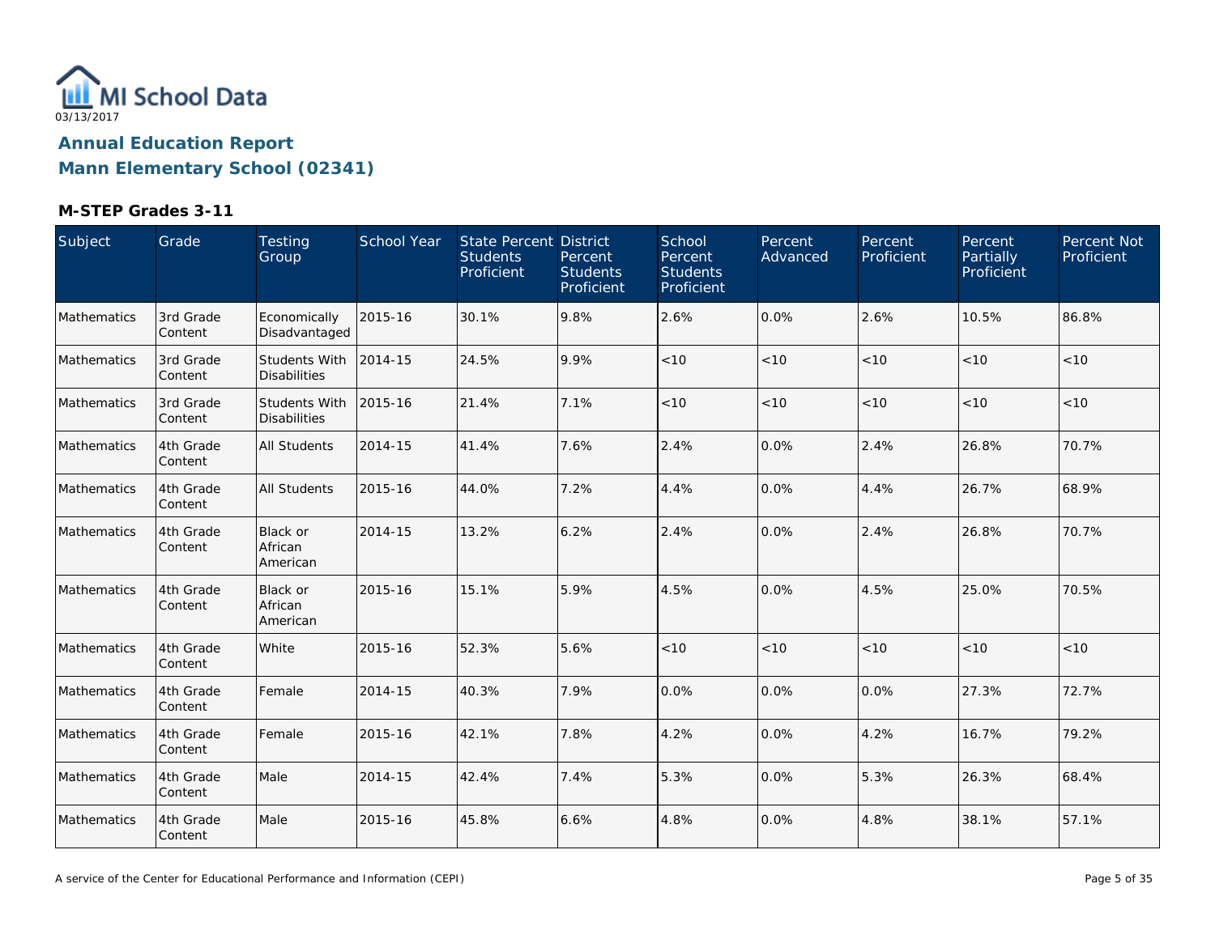03/13/2017

## Annual Education Report

## Mann Elementary School (02341)

### M-STEP Grades 3-11

| Subject | Grade | Testing Group | School Year | State Percent Students Proficient | District Percent Students Proficient | School Percent Students Proficient | Percent Advanced | Percent Proficient | Percent Partially Proficient | Percent Not Proficient |
|---|---|---|---|---|---|---|---|---|---|---|
| Mathematics | 3rd Grade Content | Economically Disadvantaged | 2015-16 | 30.1% | 9.8% | 2.6% | 0.0% | 2.6% | 10.5% | 86.8% |
| Mathematics | 3rd Grade Content | Students With Disabilities | 2014-15 | 24.5% | 9.9% | <10 | <10 | <10 | <10 | <10 |
| Mathematics | 3rd Grade Content | Students With Disabilities | 2015-16 | 21.4% | 7.1% | <10 | <10 | <10 | <10 | <10 |
| Mathematics | 4th Grade Content | All Students | 2014-15 | 41.4% | 7.6% | 2.4% | 0.0% | 2.4% | 26.8% | 70.7% |
| Mathematics | 4th Grade Content | All Students | 2015-16 | 44.0% | 7.2% | 4.4% | 0.0% | 4.4% | 26.7% | 68.9% |
| Mathematics | 4th Grade Content | Black or African American | 2014-15 | 13.2% | 6.2% | 2.4% | 0.0% | 2.4% | 26.8% | 70.7% |
| Mathematics | 4th Grade Content | Black or African American | 2015-16 | 15.1% | 5.9% | 4.5% | 0.0% | 4.5% | 25.0% | 70.5% |
| Mathematics | 4th Grade Content | White | 2015-16 | 52.3% | 5.6% | <10 | <10 | <10 | <10 | <10 |
| Mathematics | 4th Grade Content | Female | 2014-15 | 40.3% | 7.9% | 0.0% | 0.0% | 0.0% | 27.3% | 72.7% |
| Mathematics | 4th Grade Content | Female | 2015-16 | 42.1% | 7.8% | 4.2% | 0.0% | 4.2% | 16.7% | 79.2% |
| Mathematics | 4th Grade Content | Male | 2014-15 | 42.4% | 7.4% | 5.3% | 0.0% | 5.3% | 26.3% | 68.4% |
| Mathematics | 4th Grade Content | Male | 2015-16 | 45.8% | 6.6% | 4.8% | 0.0% | 4.8% | 38.1% | 57.1% |

A service of the Center for Educational Performance and Information (CEPI)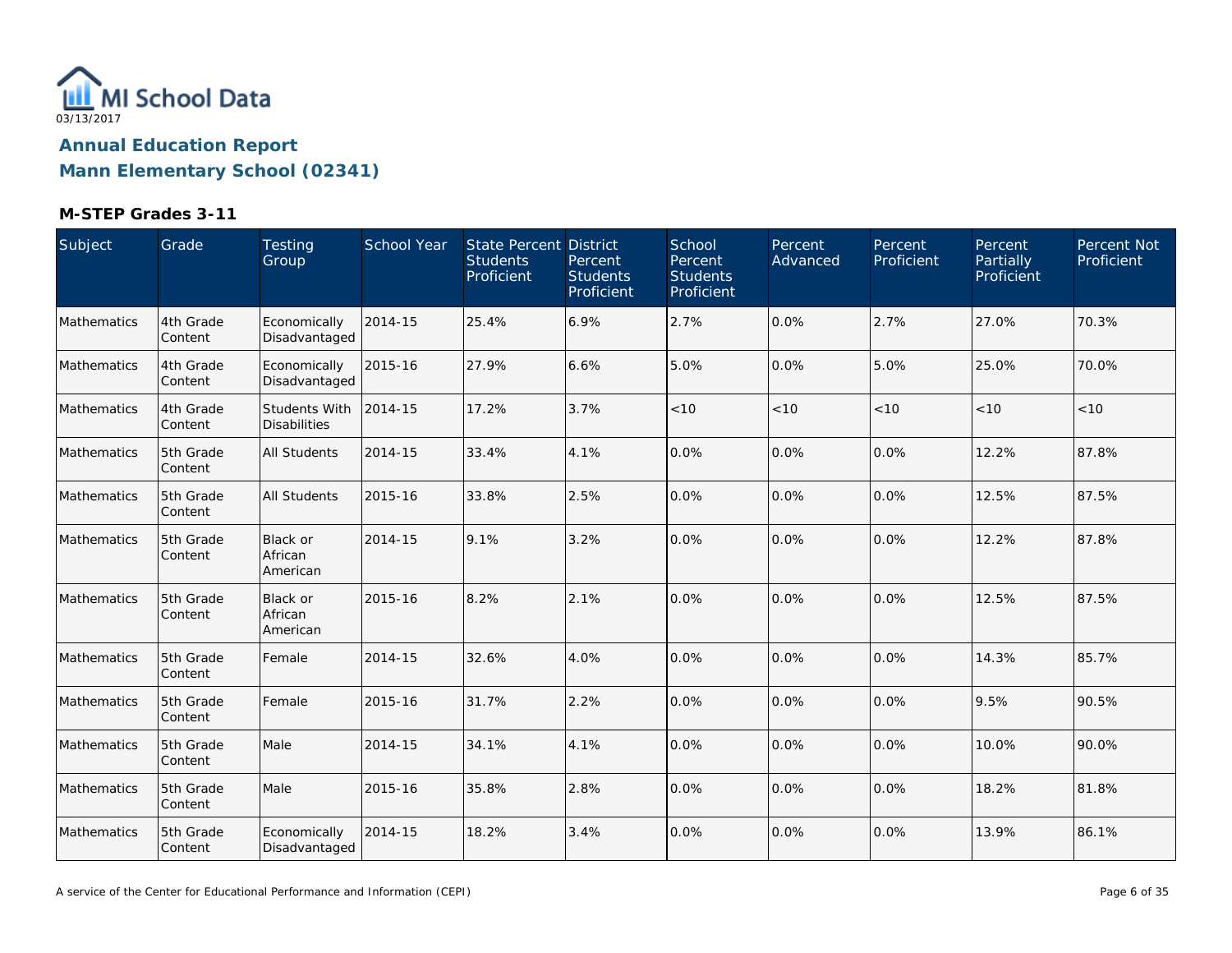# Annual Education Report

## Mann Elementary School (02341)

### M-STEP Grades 3-11

| Subject | Grade | Testing Group | School Year | State Percent Students Proficient | District Percent Students Proficient | School Percent Students Proficient | Percent Advanced | Percent Proficient | Percent Partially Proficient | Percent Not Proficient |
|---|---|---|---|---|---|---|---|---|---|---|
| Mathematics | 4th Grade Content | Economically Disadvantaged | 2014-15 | 25.4% | 6.9% | 2.7% | 0.0% | 2.7% | 27.0% | 70.3% |
| Mathematics | 4th Grade Content | Economically Disadvantaged | 2015-16 | 27.9% | 6.6% | 5.0% | 0.0% | 5.0% | 25.0% | 70.0% |
| Mathematics | 4th Grade Content | Students With Disabilities | 2014-15 | 17.2% | 3.7% | <10 | <10 | <10 | <10 | <10 |
| Mathematics | 5th Grade Content | All Students | 2014-15 | 33.4% | 4.1% | 0.0% | 0.0% | 0.0% | 12.2% | 87.8% |
| Mathematics | 5th Grade Content | All Students | 2015-16 | 33.8% | 2.5% | 0.0% | 0.0% | 0.0% | 12.5% | 87.5% |
| Mathematics | 5th Grade Content | Black or African American | 2014-15 | 9.1% | 3.2% | 0.0% | 0.0% | 0.0% | 12.2% | 87.8% |
| Mathematics | 5th Grade Content | Black or African American | 2015-16 | 8.2% | 2.1% | 0.0% | 0.0% | 0.0% | 12.5% | 87.5% |
| Mathematics | 5th Grade Content | Female | 2014-15 | 32.6% | 4.0% | 0.0% | 0.0% | 0.0% | 14.3% | 85.7% |
| Mathematics | 5th Grade Content | Female | 2015-16 | 31.7% | 2.2% | 0.0% | 0.0% | 0.0% | 9.5% | 90.5% |
| Mathematics | 5th Grade Content | Male | 2014-15 | 34.1% | 4.1% | 0.0% | 0.0% | 0.0% | 10.0% | 90.0% |
| Mathematics | 5th Grade Content | Male | 2015-16 | 35.8% | 2.8% | 0.0% | 0.0% | 0.0% | 18.2% | 81.8% |
| Mathematics | 5th Grade Content | Economically Disadvantaged | 2014-15 | 18.2% | 3.4% | 0.0% | 0.0% | 0.0% | 13.9% | 86.1% |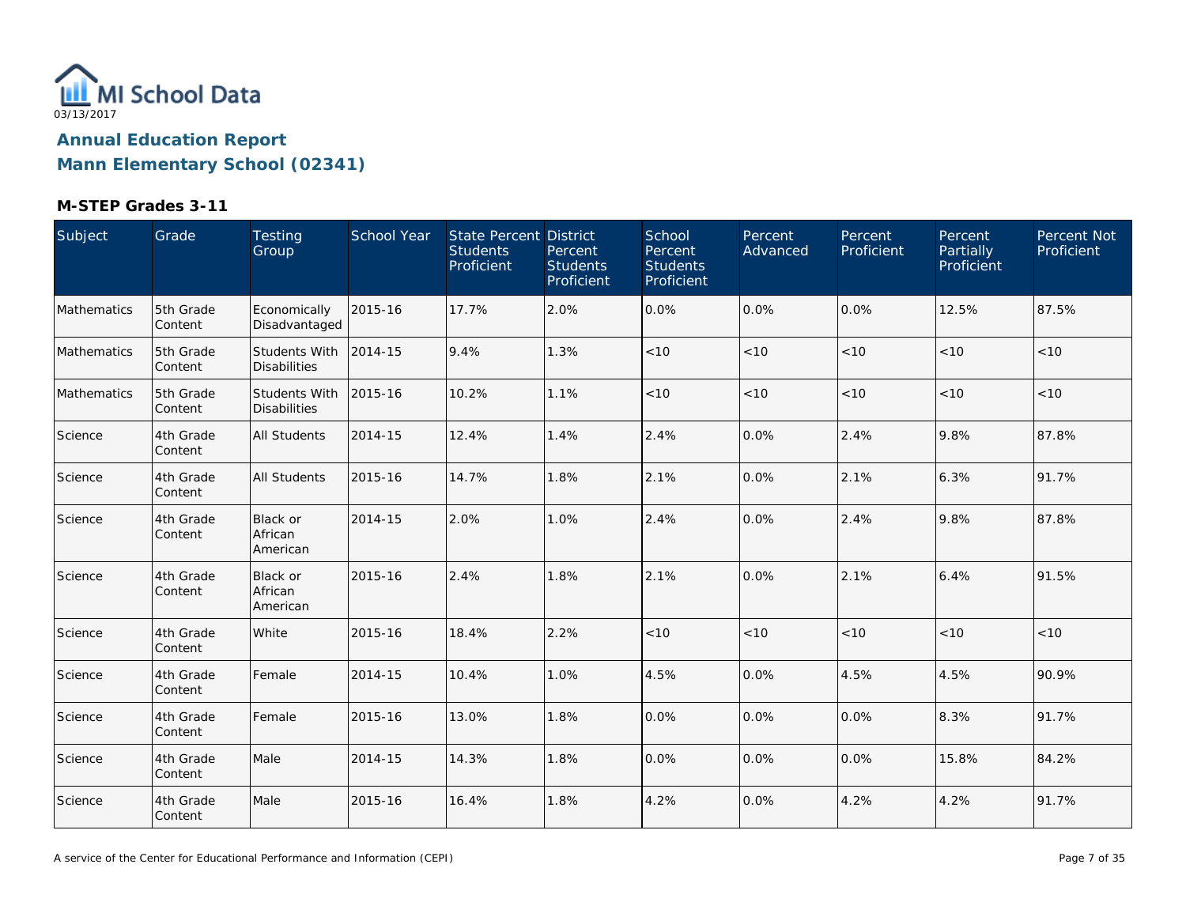MI School Data
03/13/2017

# Annual Education Report

# Mann Elementary School (02341)

### M-STEP Grades 3-11

| Subject | Grade | Testing Group | School Year | State Percent Students Proficient | District Percent Students Proficient | School Percent Students Proficient | Percent Advanced | Percent Proficient | Percent Partially Proficient | Percent Not Proficient |
|---|---|---|---|---|---|---|---|---|---|---|
| Mathematics | 5th Grade Content | Economically Disadvantaged | 2015-16 | 17.7% | 2.0% | 0.0% | 0.0% | 0.0% | 12.5% | 87.5% |
| Mathematics | 5th Grade Content | Students With Disabilities | 2014-15 | 9.4% | 1.3% | <10 | <10 | <10 | <10 | <10 |
| Mathematics | 5th Grade Content | Students With Disabilities | 2015-16 | 10.2% | 1.1% | <10 | <10 | <10 | <10 | <10 |
| Science | 4th Grade Content | All Students | 2014-15 | 12.4% | 1.4% | 2.4% | 0.0% | 2.4% | 9.8% | 87.8% |
| Science | 4th Grade Content | All Students | 2015-16 | 14.7% | 1.8% | 2.1% | 0.0% | 2.1% | 6.3% | 91.7% |
| Science | 4th Grade Content | Black or African American | 2014-15 | 2.0% | 1.0% | 2.4% | 0.0% | 2.4% | 9.8% | 87.8% |
| Science | 4th Grade Content | Black or African American | 2015-16 | 2.4% | 1.8% | 2.1% | 0.0% | 2.1% | 6.4% | 91.5% |
| Science | 4th Grade Content | White | 2015-16 | 18.4% | 2.2% | <10 | <10 | <10 | <10 | <10 |
| Science | 4th Grade Content | Female | 2014-15 | 10.4% | 1.0% | 4.5% | 0.0% | 4.5% | 4.5% | 90.9% |
| Science | 4th Grade Content | Female | 2015-16 | 13.0% | 1.8% | 0.0% | 0.0% | 0.0% | 8.3% | 91.7% |
| Science | 4th Grade Content | Male | 2014-15 | 14.3% | 1.8% | 0.0% | 0.0% | 0.0% | 15.8% | 84.2% |
| Science | 4th Grade Content | Male | 2015-16 | 16.4% | 1.8% | 4.2% | 0.0% | 4.2% | 4.2% | 91.7% |

A service of the Center for Educational Performance and Information (CEPI)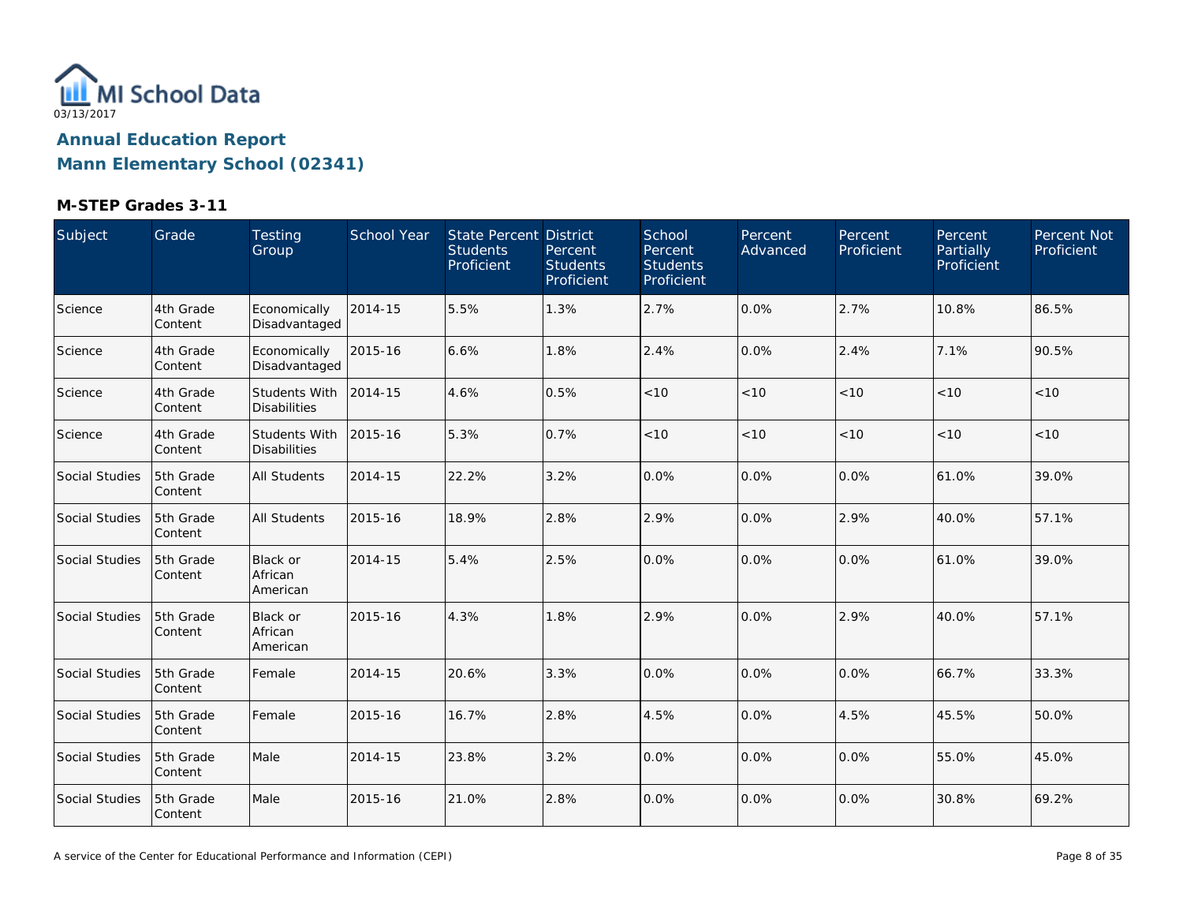MI School Data
03/13/2017

# Annual Education Report
# Mann Elementary School (02341)

### M-STEP Grades 3-11

| Subject | Grade | Testing Group | School Year | State Percent Students Proficient | District Percent Students Proficient | School Percent Students Proficient | Percent Advanced | Percent Proficient | Percent Partially Proficient | Percent Not Proficient |
|---|---|---|---|---|---|---|---|---|---|---|
| Science | 4th Grade Content | Economically Disadvantaged | 2014-15 | 5.5% | 1.3% | 2.7% | 0.0% | 2.7% | 10.8% | 86.5% |
| Science | 4th Grade Content | Economically Disadvantaged | 2015-16 | 6.6% | 1.8% | 2.4% | 0.0% | 2.4% | 7.1% | 90.5% |
| Science | 4th Grade Content | Students With Disabilities | 2014-15 | 4.6% | 0.5% | <10 | <10 | <10 | <10 | <10 |
| Science | 4th Grade Content | Students With Disabilities | 2015-16 | 5.3% | 0.7% | <10 | <10 | <10 | <10 | <10 |
| Social Studies | 5th Grade Content | All Students | 2014-15 | 22.2% | 3.2% | 0.0% | 0.0% | 0.0% | 61.0% | 39.0% |
| Social Studies | 5th Grade Content | All Students | 2015-16 | 18.9% | 2.8% | 2.9% | 0.0% | 2.9% | 40.0% | 57.1% |
| Social Studies | 5th Grade Content | Black or African American | 2014-15 | 5.4% | 2.5% | 0.0% | 0.0% | 0.0% | 61.0% | 39.0% |
| Social Studies | 5th Grade Content | Black or African American | 2015-16 | 4.3% | 1.8% | 2.9% | 0.0% | 2.9% | 40.0% | 57.1% |
| Social Studies | 5th Grade Content | Female | 2014-15 | 20.6% | 3.3% | 0.0% | 0.0% | 0.0% | 66.7% | 33.3% |
| Social Studies | 5th Grade Content | Female | 2015-16 | 16.7% | 2.8% | 4.5% | 0.0% | 4.5% | 45.5% | 50.0% |
| Social Studies | 5th Grade Content | Male | 2014-15 | 23.8% | 3.2% | 0.0% | 0.0% | 0.0% | 55.0% | 45.0% |
| Social Studies | 5th Grade Content | Male | 2015-16 | 21.0% | 2.8% | 0.0% | 0.0% | 0.0% | 30.8% | 69.2% |

A service of the Center for Educational Performance and Information (CEPI)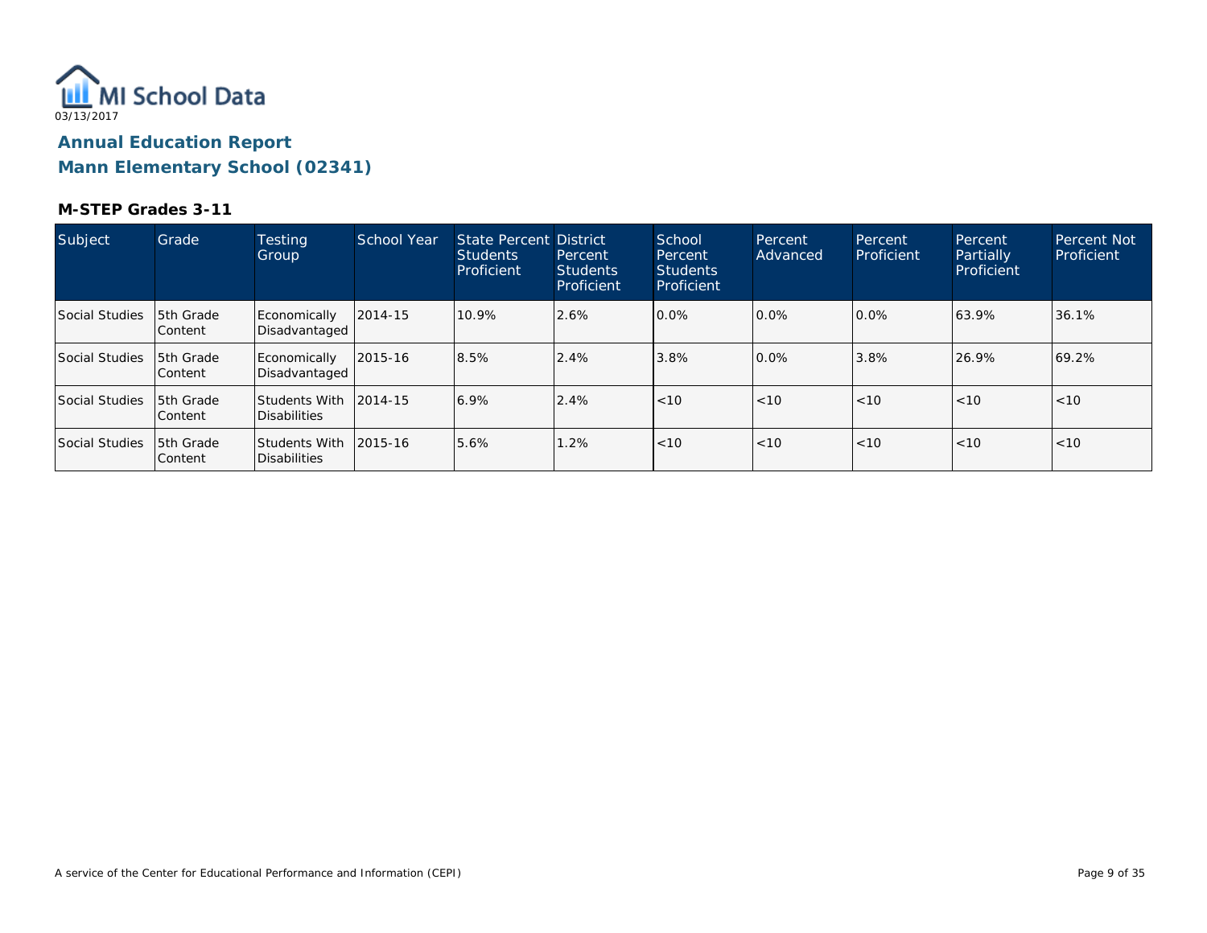MI School Data
03/13/2017

## Annual Education Report
## Mann Elementary School (02341)

### M-STEP Grades 3-11

| Subject | Grade | Testing Group | School Year | State Percent Students Proficient | District Percent Students Proficient | School Percent Students Proficient | Percent Advanced | Percent Proficient | Percent Partially Proficient | Percent Not Proficient |
|---|---|---|---|---|---|---|---|---|---|---|
| Social Studies | 5th Grade Content | Economically Disadvantaged | 2014-15 | 10.9% | 2.6% | 0.0% | 0.0% | 0.0% | 63.9% | 36.1% |
| Social Studies | 5th Grade Content | Economically Disadvantaged | 2015-16 | 8.5% | 2.4% | 3.8% | 0.0% | 3.8% | 26.9% | 69.2% |
| Social Studies | 5th Grade Content | Students With Disabilities | 2014-15 | 6.9% | 2.4% | <10 | <10 | <10 | <10 | <10 |
| Social Studies | 5th Grade Content | Students With Disabilities | 2015-16 | 5.6% | 1.2% | <10 | <10 | <10 | <10 | <10 |

A service of the Center for Educational Performance and Information (CEPI)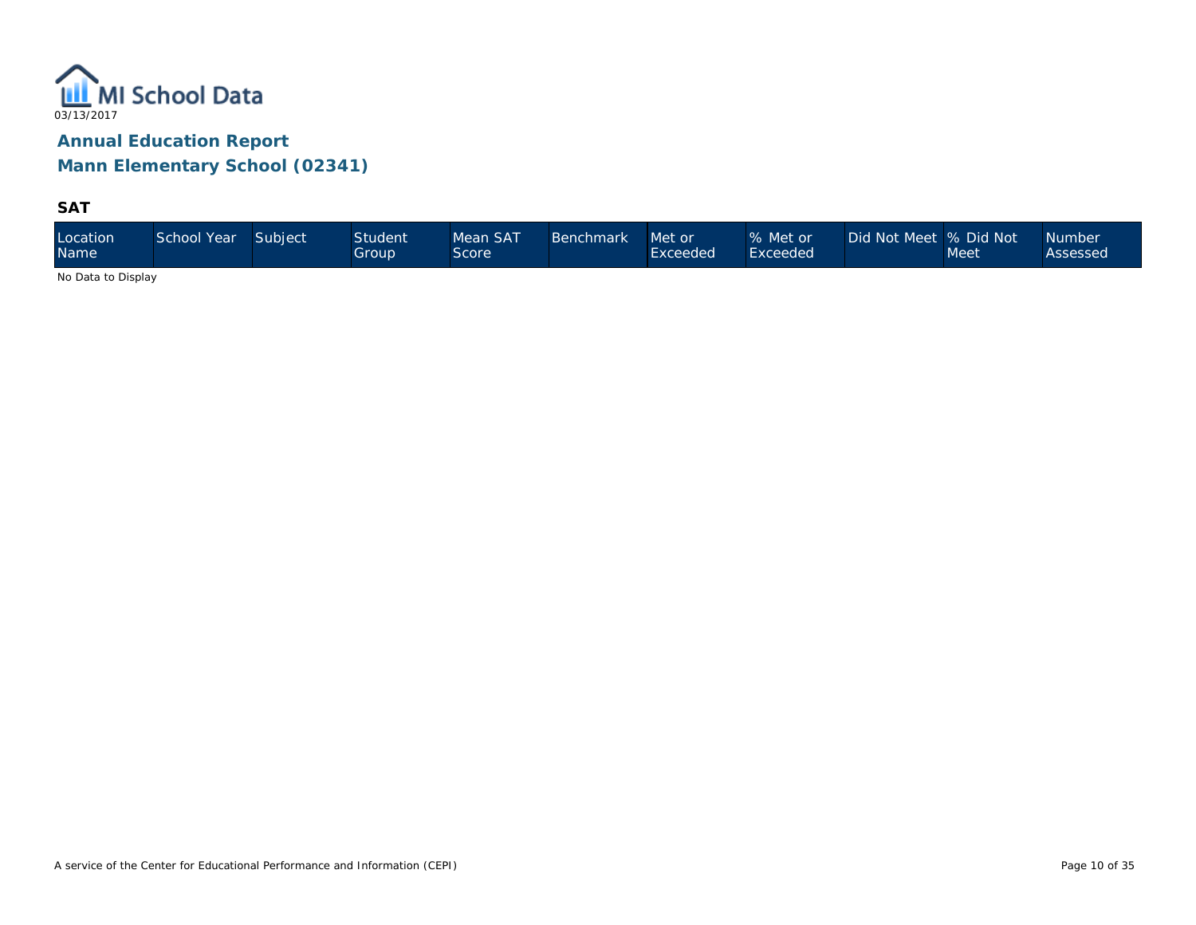MI School Data

03/13/2017

# Annual Education Report

## Mann Elementary School (02341)

### SAT

| Location Name | School Year | Subject | Student Group | Mean SAT Score | Benchmark | Met or Exceeded | % Met or Exceeded | Did Not Meet | % Did Not Meet | Number Assessed |
|---|---|---|---|---|---|---|---|---|---|---|

No Data to Display

A service of the Center for Educational Performance and Information (CEPI)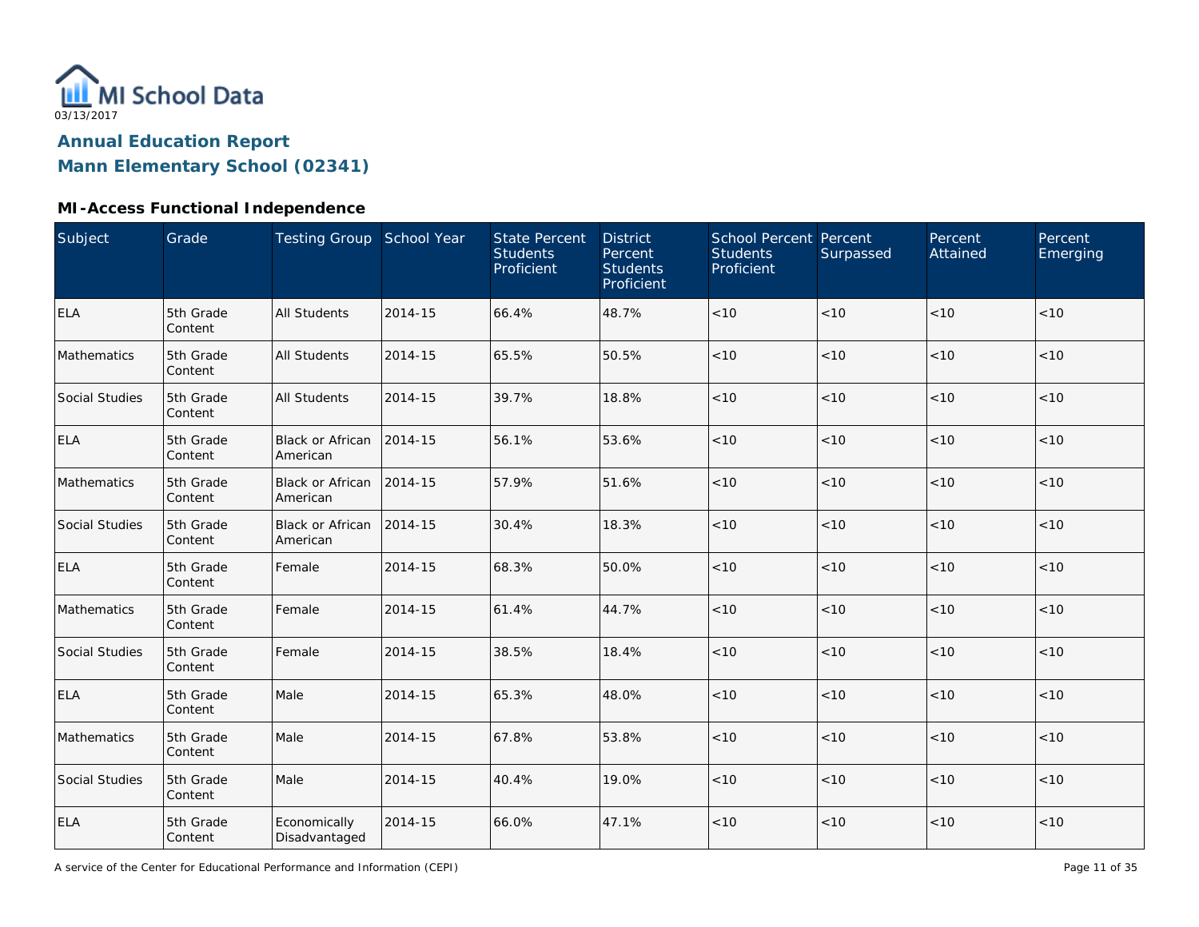# Annual Education Report

## Mann Elementary School (02341)

### MI-Access Functional Independence

| Subject | Grade | Testing Group | School Year | State Percent Students Proficient | District Percent Students Proficient | School Percent Students Proficient | Percent Surpassed | Percent Attained | Percent Emerging |
|---|---|---|---|---|---|---|---|---|---|
| ELA | 5th Grade Content | All Students | 2014-15 | 66.4% | 48.7% | <10 | <10 | <10 | <10 |
| Mathematics | 5th Grade Content | All Students | 2014-15 | 65.5% | 50.5% | <10 | <10 | <10 | <10 |
| Social Studies | 5th Grade Content | All Students | 2014-15 | 39.7% | 18.8% | <10 | <10 | <10 | <10 |
| ELA | 5th Grade Content | Black or African American | 2014-15 | 56.1% | 53.6% | <10 | <10 | <10 | <10 |
| Mathematics | 5th Grade Content | Black or African American | 2014-15 | 57.9% | 51.6% | <10 | <10 | <10 | <10 |
| Social Studies | 5th Grade Content | Black or African American | 2014-15 | 30.4% | 18.3% | <10 | <10 | <10 | <10 |
| ELA | 5th Grade Content | Female | 2014-15 | 68.3% | 50.0% | <10 | <10 | <10 | <10 |
| Mathematics | 5th Grade Content | Female | 2014-15 | 61.4% | 44.7% | <10 | <10 | <10 | <10 |
| Social Studies | 5th Grade Content | Female | 2014-15 | 38.5% | 18.4% | <10 | <10 | <10 | <10 |
| ELA | 5th Grade Content | Male | 2014-15 | 65.3% | 48.0% | <10 | <10 | <10 | <10 |
| Mathematics | 5th Grade Content | Male | 2014-15 | 67.8% | 53.8% | <10 | <10 | <10 | <10 |
| Social Studies | 5th Grade Content | Male | 2014-15 | 40.4% | 19.0% | <10 | <10 | <10 | <10 |
| ELA | 5th Grade Content | Economically Disadvantaged | 2014-15 | 66.0% | 47.1% | <10 | <10 | <10 | <10 |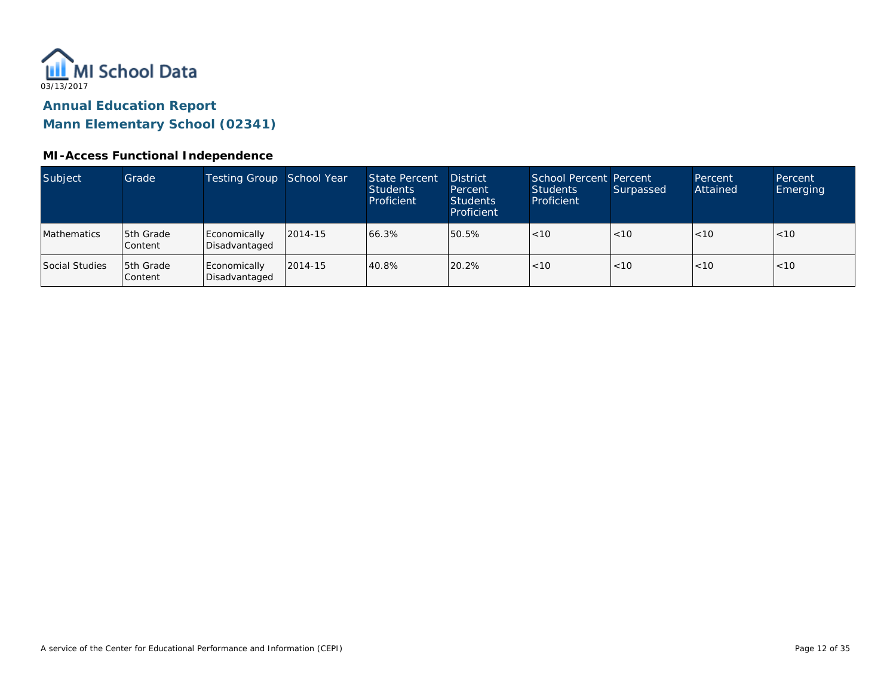MI School Data

03/13/2017

## Annual Education Report
## Mann Elementary School (02341)

### MI-Access Functional Independence

| Subject | Grade | Testing Group | School Year | State Percent Students Proficient | District Percent Students Proficient | School Percent Students Proficient | Percent Surpassed | Percent Attained | Percent Emerging |
|---|---|---|---|---|---|---|---|---|---|
| Mathematics | 5th Grade Content | Economically Disadvantaged | 2014-15 | 66.3% | 50.5% | <10 | <10 | <10 | <10 |
| Social Studies | 5th Grade Content | Economically Disadvantaged | 2014-15 | 40.8% | 20.2% | <10 | <10 | <10 | <10 |

A service of the Center for Educational Performance and Information (CEPI)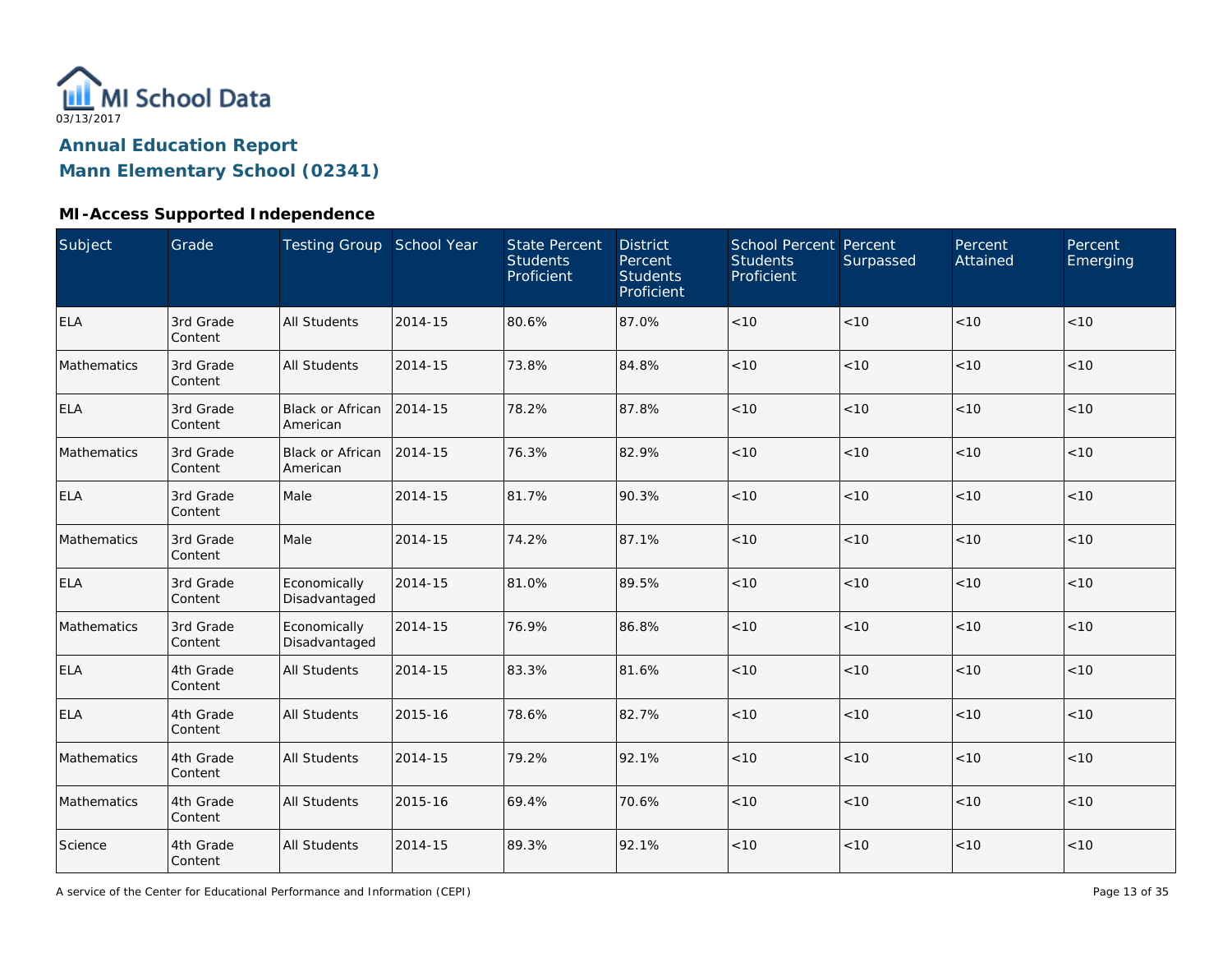MI School Data
03/13/2017

# Annual Education Report

## Mann Elementary School (02341)

### MI-Access Supported Independence

| Subject | Grade | Testing Group | School Year | State Percent Students Proficient | District Percent Students Proficient | School Percent Students Proficient | Percent Surpassed | Percent Attained | Percent Emerging |
|---|---|---|---|---|---|---|---|---|---|
| ELA | 3rd Grade Content | All Students | 2014-15 | 80.6% | 87.0% | <10 | <10 | <10 | <10 |
| Mathematics | 3rd Grade Content | All Students | 2014-15 | 73.8% | 84.8% | <10 | <10 | <10 | <10 |
| ELA | 3rd Grade Content | Black or African American | 2014-15 | 78.2% | 87.8% | <10 | <10 | <10 | <10 |
| Mathematics | 3rd Grade Content | Black or African American | 2014-15 | 76.3% | 82.9% | <10 | <10 | <10 | <10 |
| ELA | 3rd Grade Content | Male | 2014-15 | 81.7% | 90.3% | <10 | <10 | <10 | <10 |
| Mathematics | 3rd Grade Content | Male | 2014-15 | 74.2% | 87.1% | <10 | <10 | <10 | <10 |
| ELA | 3rd Grade Content | Economically Disadvantaged | 2014-15 | 81.0% | 89.5% | <10 | <10 | <10 | <10 |
| Mathematics | 3rd Grade Content | Economically Disadvantaged | 2014-15 | 76.9% | 86.8% | <10 | <10 | <10 | <10 |
| ELA | 4th Grade Content | All Students | 2014-15 | 83.3% | 81.6% | <10 | <10 | <10 | <10 |
| ELA | 4th Grade Content | All Students | 2015-16 | 78.6% | 82.7% | <10 | <10 | <10 | <10 |
| Mathematics | 4th Grade Content | All Students | 2014-15 | 79.2% | 92.1% | <10 | <10 | <10 | <10 |
| Mathematics | 4th Grade Content | All Students | 2015-16 | 69.4% | 70.6% | <10 | <10 | <10 | <10 |
| Science | 4th Grade Content | All Students | 2014-15 | 89.3% | 92.1% | <10 | <10 | <10 | <10 |

A service of the Center for Educational Performance and Information (CEPI)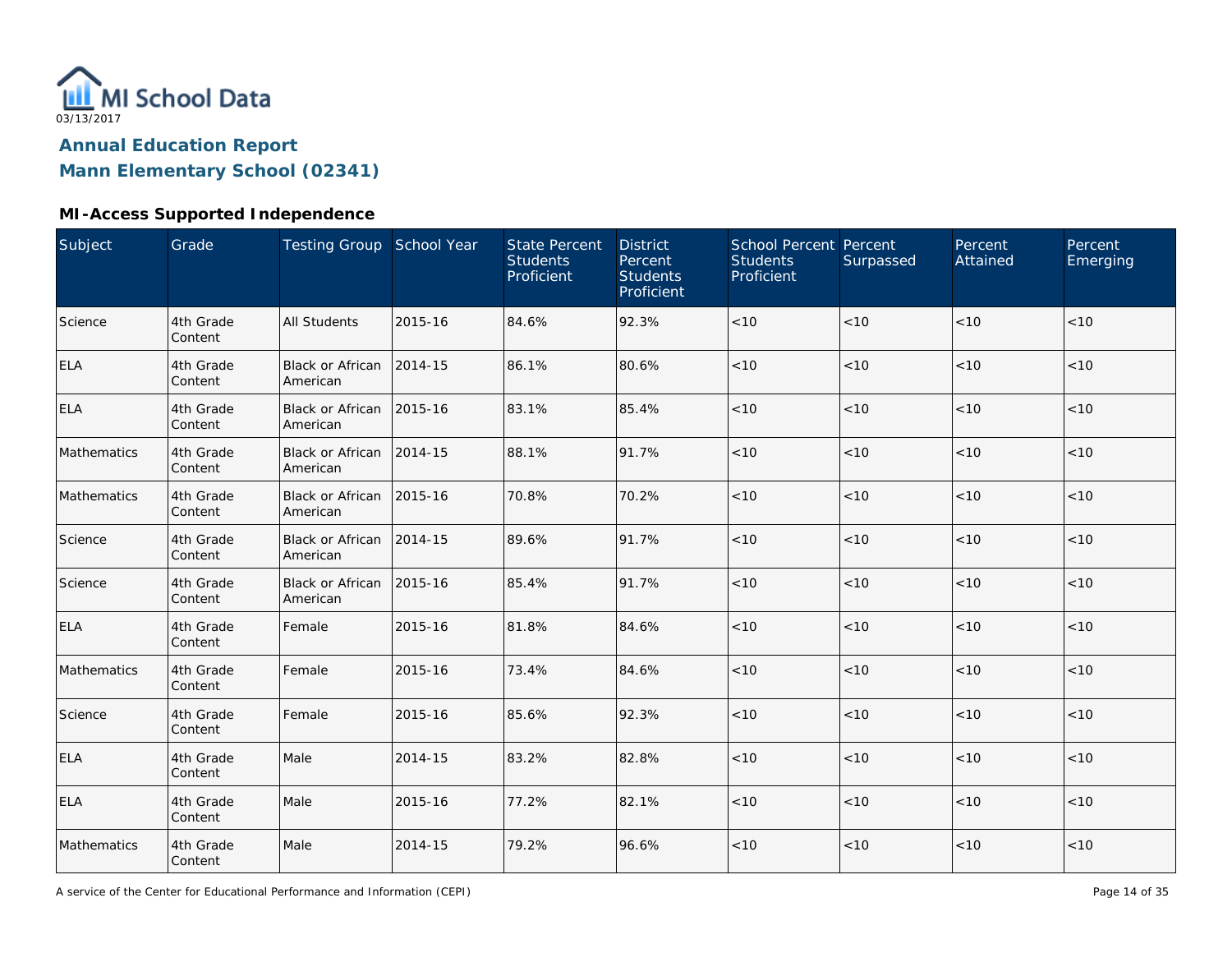MI School Data
03/13/2017

# Annual Education Report

## Mann Elementary School (02341)

### MI-Access Supported Independence

| Subject | Grade | Testing Group | School Year | State Percent Students Proficient | District Percent Students Proficient | School Percent Students Proficient | Percent Surpassed | Percent Attained | Percent Emerging |
|---|---|---|---|---|---|---|---|---|---|
| Science | 4th Grade Content | All Students | 2015-16 | 84.6% | 92.3% | <10 | <10 | <10 | <10 |
| ELA | 4th Grade Content | Black or African American | 2014-15 | 86.1% | 80.6% | <10 | <10 | <10 | <10 |
| ELA | 4th Grade Content | Black or African American | 2015-16 | 83.1% | 85.4% | <10 | <10 | <10 | <10 |
| Mathematics | 4th Grade Content | Black or African American | 2014-15 | 88.1% | 91.7% | <10 | <10 | <10 | <10 |
| Mathematics | 4th Grade Content | Black or African American | 2015-16 | 70.8% | 70.2% | <10 | <10 | <10 | <10 |
| Science | 4th Grade Content | Black or African American | 2014-15 | 89.6% | 91.7% | <10 | <10 | <10 | <10 |
| Science | 4th Grade Content | Black or African American | 2015-16 | 85.4% | 91.7% | <10 | <10 | <10 | <10 |
| ELA | 4th Grade Content | Female | 2015-16 | 81.8% | 84.6% | <10 | <10 | <10 | <10 |
| Mathematics | 4th Grade Content | Female | 2015-16 | 73.4% | 84.6% | <10 | <10 | <10 | <10 |
| Science | 4th Grade Content | Female | 2015-16 | 85.6% | 92.3% | <10 | <10 | <10 | <10 |
| ELA | 4th Grade Content | Male | 2014-15 | 83.2% | 82.8% | <10 | <10 | <10 | <10 |
| ELA | 4th Grade Content | Male | 2015-16 | 77.2% | 82.1% | <10 | <10 | <10 | <10 |
| Mathematics | 4th Grade Content | Male | 2014-15 | 79.2% | 96.6% | <10 | <10 | <10 | <10 |

A service of the Center for Educational Performance and Information (CEPI)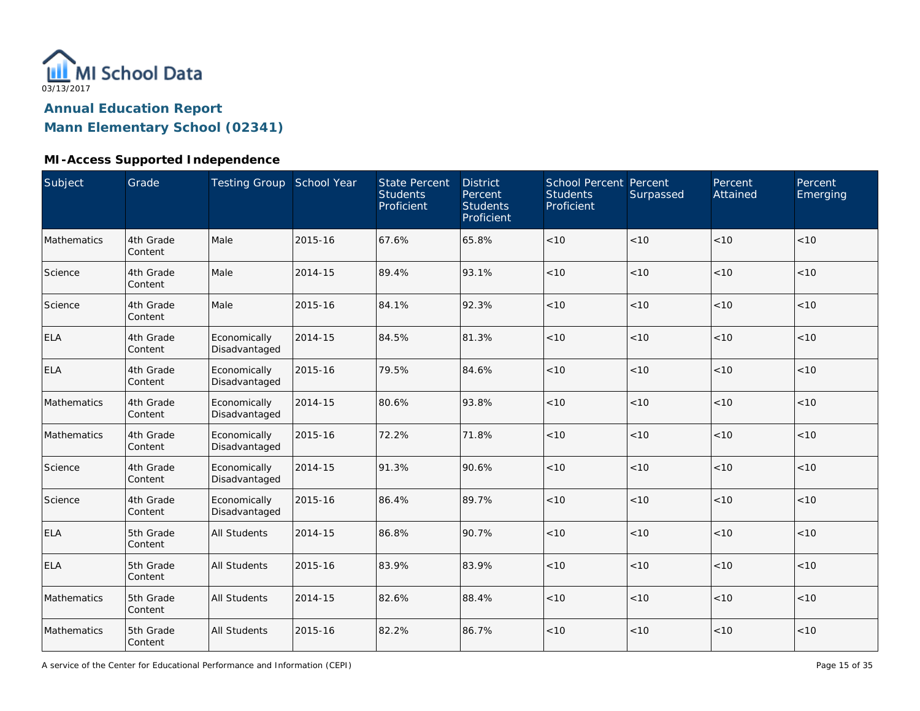MI School Data

03/13/2017

# Annual Education Report

## Mann Elementary School (02341)

### MI-Access Supported Independence

| Subject | Grade | Testing Group | School Year | State Percent Students Proficient | District Percent Students Proficient | School Percent Students Proficient | Percent Surpassed | Percent Attained | Percent Emerging |
|---|---|---|---|---|---|---|---|---|---|
| Mathematics | 4th Grade Content | Male | 2015-16 | 67.6% | 65.8% | <10 | <10 | <10 | <10 |
| Science | 4th Grade Content | Male | 2014-15 | 89.4% | 93.1% | <10 | <10 | <10 | <10 |
| Science | 4th Grade Content | Male | 2015-16 | 84.1% | 92.3% | <10 | <10 | <10 | <10 |
| ELA | 4th Grade Content | Economically Disadvantaged | 2014-15 | 84.5% | 81.3% | <10 | <10 | <10 | <10 |
| ELA | 4th Grade Content | Economically Disadvantaged | 2015-16 | 79.5% | 84.6% | <10 | <10 | <10 | <10 |
| Mathematics | 4th Grade Content | Economically Disadvantaged | 2014-15 | 80.6% | 93.8% | <10 | <10 | <10 | <10 |
| Mathematics | 4th Grade Content | Economically Disadvantaged | 2015-16 | 72.2% | 71.8% | <10 | <10 | <10 | <10 |
| Science | 4th Grade Content | Economically Disadvantaged | 2014-15 | 91.3% | 90.6% | <10 | <10 | <10 | <10 |
| Science | 4th Grade Content | Economically Disadvantaged | 2015-16 | 86.4% | 89.7% | <10 | <10 | <10 | <10 |
| ELA | 5th Grade Content | All Students | 2014-15 | 86.8% | 90.7% | <10 | <10 | <10 | <10 |
| ELA | 5th Grade Content | All Students | 2015-16 | 83.9% | 83.9% | <10 | <10 | <10 | <10 |
| Mathematics | 5th Grade Content | All Students | 2014-15 | 82.6% | 88.4% | <10 | <10 | <10 | <10 |
| Mathematics | 5th Grade Content | All Students | 2015-16 | 82.2% | 86.7% | <10 | <10 | <10 | <10 |

A service of the Center for Educational Performance and Information (CEPI)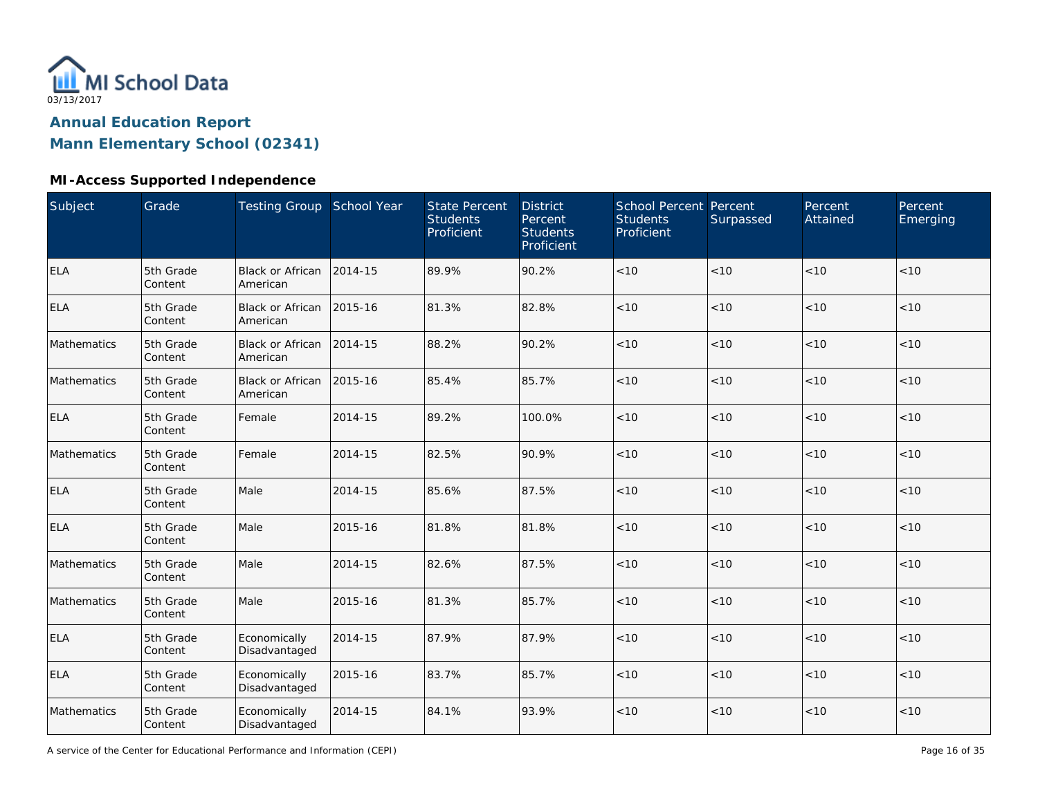MI School Data
03/13/2017

# Annual Education Report
# Mann Elementary School (02341)

### MI-Access Supported Independence

| Subject | Grade | Testing Group | School Year | State Percent Students Proficient | District Percent Students Proficient | School Percent Students Proficient | Percent Surpassed | Percent Attained | Percent Emerging |
|---|---|---|---|---|---|---|---|---|---|
| ELA | 5th Grade Content | Black or African American | 2014-15 | 89.9% | 90.2% | <10 | <10 | <10 | <10 |
| ELA | 5th Grade Content | Black or African American | 2015-16 | 81.3% | 82.8% | <10 | <10 | <10 | <10 |
| Mathematics | 5th Grade Content | Black or African American | 2014-15 | 88.2% | 90.2% | <10 | <10 | <10 | <10 |
| Mathematics | 5th Grade Content | Black or African American | 2015-16 | 85.4% | 85.7% | <10 | <10 | <10 | <10 |
| ELA | 5th Grade Content | Female | 2014-15 | 89.2% | 100.0% | <10 | <10 | <10 | <10 |
| Mathematics | 5th Grade Content | Female | 2014-15 | 82.5% | 90.9% | <10 | <10 | <10 | <10 |
| ELA | 5th Grade Content | Male | 2014-15 | 85.6% | 87.5% | <10 | <10 | <10 | <10 |
| ELA | 5th Grade Content | Male | 2015-16 | 81.8% | 81.8% | <10 | <10 | <10 | <10 |
| Mathematics | 5th Grade Content | Male | 2014-15 | 82.6% | 87.5% | <10 | <10 | <10 | <10 |
| Mathematics | 5th Grade Content | Male | 2015-16 | 81.3% | 85.7% | <10 | <10 | <10 | <10 |
| ELA | 5th Grade Content | Economically Disadvantaged | 2014-15 | 87.9% | 87.9% | <10 | <10 | <10 | <10 |
| ELA | 5th Grade Content | Economically Disadvantaged | 2015-16 | 83.7% | 85.7% | <10 | <10 | <10 | <10 |
| Mathematics | 5th Grade Content | Economically Disadvantaged | 2014-15 | 84.1% | 93.9% | <10 | <10 | <10 | <10 |

A service of the Center for Educational Performance and Information (CEPI)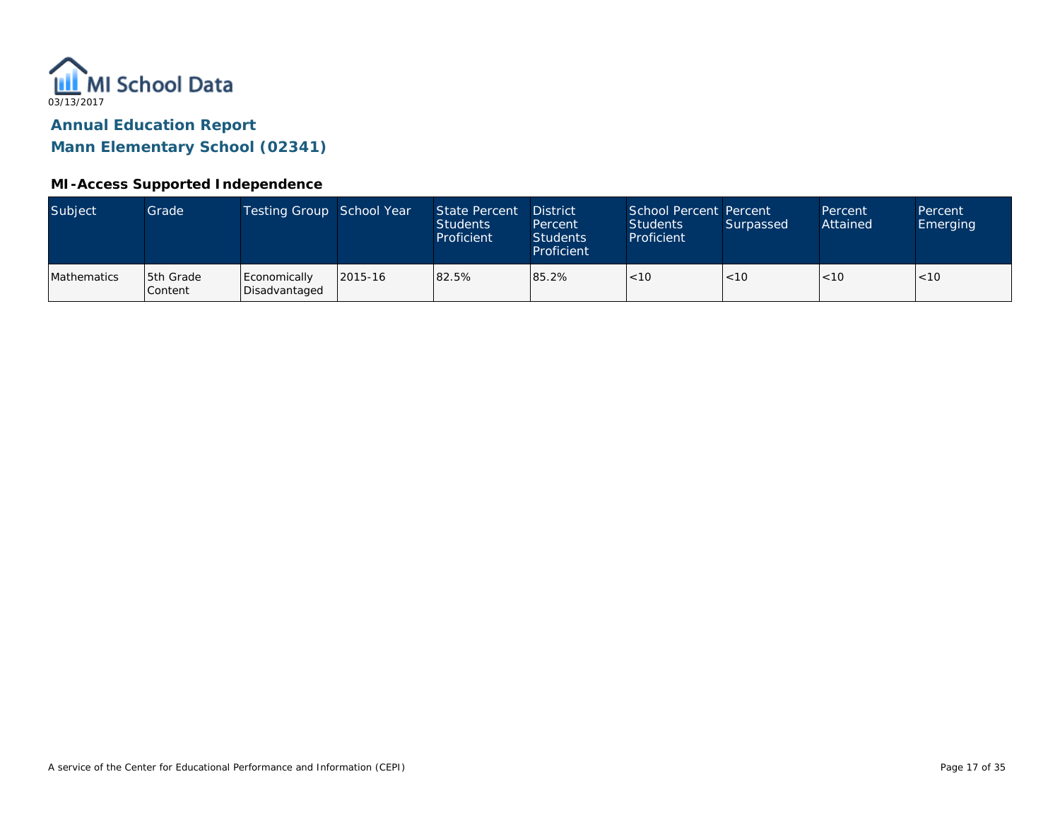MI School Data

03/13/2017

## Annual Education Report

## Mann Elementary School (02341)

### MI-Access Supported Independence

| Subject | Grade | Testing Group | School Year | State Percent Students Proficient | District Percent Students Proficient | School Percent Students Proficient | Percent Surpassed | Percent Attained | Percent Emerging |
|---|---|---|---|---|---|---|---|---|---|
| Mathematics | 5th Grade Content | Economically Disadvantaged | 2015-16 | 82.5% | 85.2% | <10 | <10 | <10 | <10 |

A service of the Center for Educational Performance and Information (CEPI)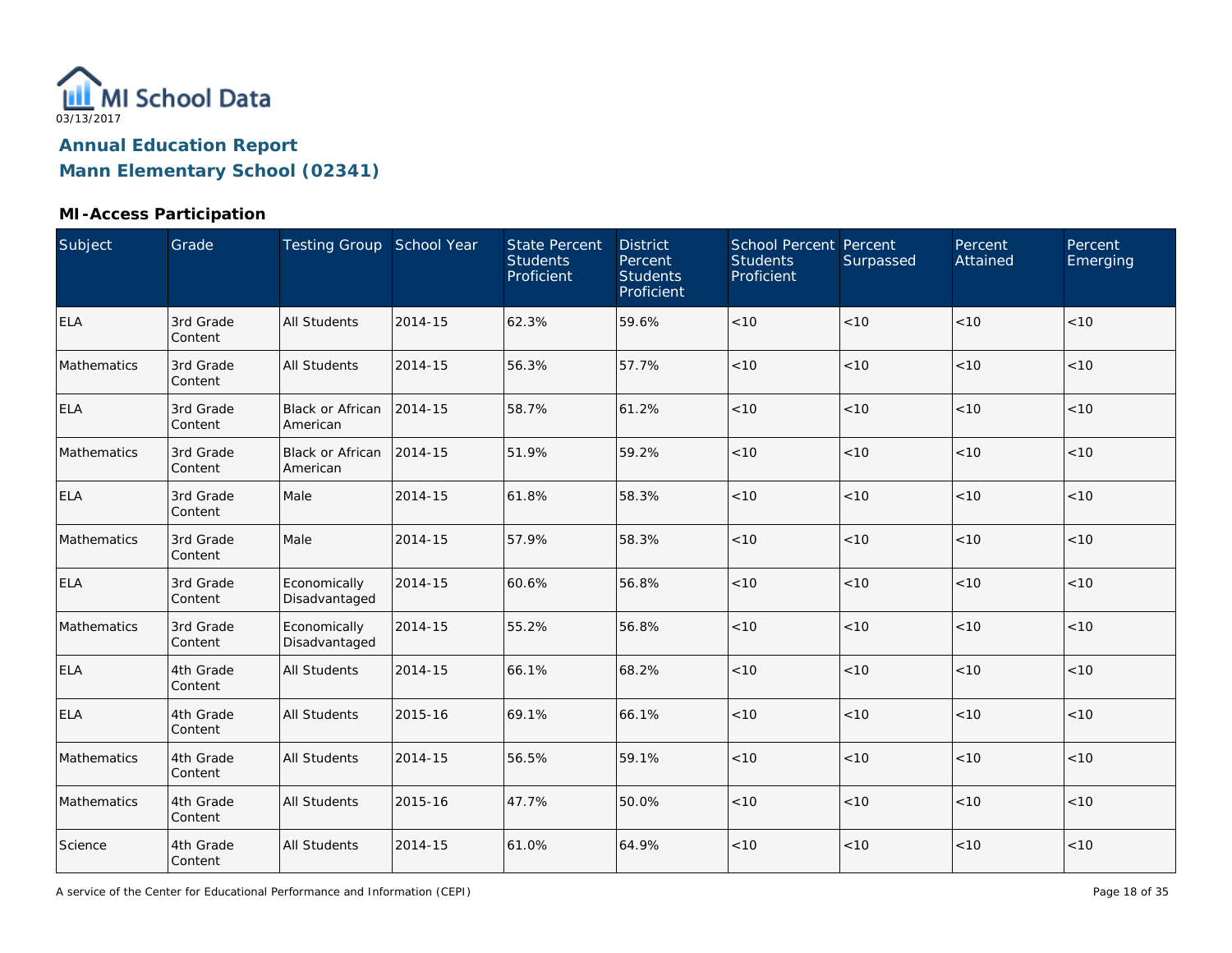MI School Data

03/13/2017

# Annual Education Report

# Mann Elementary School (02341)

## MI-Access Participation

| Subject | Grade | Testing Group | School Year | State Percent Students Proficient | District Percent Students Proficient | School Percent Students Proficient | Percent Surpassed | Percent Attained | Percent Emerging |
|---|---|---|---|---|---|---|---|---|---|
| ELA | 3rd Grade Content | All Students | 2014-15 | 62.3% | 59.6% | <10 | <10 | <10 | <10 |
| Mathematics | 3rd Grade Content | All Students | 2014-15 | 56.3% | 57.7% | <10 | <10 | <10 | <10 |
| ELA | 3rd Grade Content | Black or African American | 2014-15 | 58.7% | 61.2% | <10 | <10 | <10 | <10 |
| Mathematics | 3rd Grade Content | Black or African American | 2014-15 | 51.9% | 59.2% | <10 | <10 | <10 | <10 |
| ELA | 3rd Grade Content | Male | 2014-15 | 61.8% | 58.3% | <10 | <10 | <10 | <10 |
| Mathematics | 3rd Grade Content | Male | 2014-15 | 57.9% | 58.3% | <10 | <10 | <10 | <10 |
| ELA | 3rd Grade Content | Economically Disadvantaged | 2014-15 | 60.6% | 56.8% | <10 | <10 | <10 | <10 |
| Mathematics | 3rd Grade Content | Economically Disadvantaged | 2014-15 | 55.2% | 56.8% | <10 | <10 | <10 | <10 |
| ELA | 4th Grade Content | All Students | 2014-15 | 66.1% | 68.2% | <10 | <10 | <10 | <10 |
| ELA | 4th Grade Content | All Students | 2015-16 | 69.1% | 66.1% | <10 | <10 | <10 | <10 |
| Mathematics | 4th Grade Content | All Students | 2014-15 | 56.5% | 59.1% | <10 | <10 | <10 | <10 |
| Mathematics | 4th Grade Content | All Students | 2015-16 | 47.7% | 50.0% | <10 | <10 | <10 | <10 |
| Science | 4th Grade Content | All Students | 2014-15 | 61.0% | 64.9% | <10 | <10 | <10 | <10 |

A service of the Center for Educational Performance and Information (CEPI)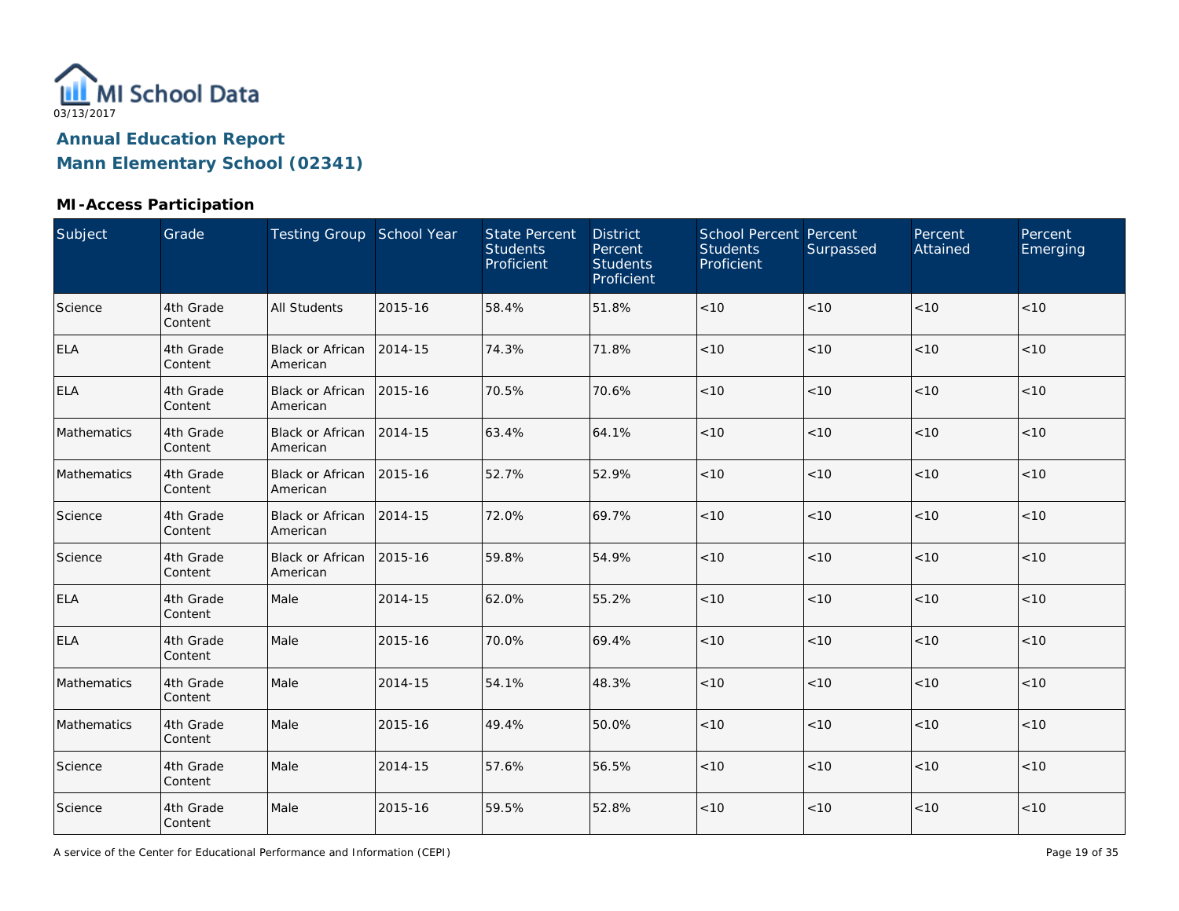MI School Data
03/13/2017

**Annual Education Report**
**Mann Elementary School (02341)**

### MI-Access Participation

| Subject | Grade | Testing Group | School Year | State Percent Students Proficient | District Percent Students Proficient | School Percent Students Proficient | Percent Surpassed | Percent Attained | Percent Emerging |
|---|---|---|---|---|---|---|---|---|---|
| Science | 4th Grade Content | All Students | 2015-16 | 58.4% | 51.8% | <10 | <10 | <10 | <10 |
| ELA | 4th Grade Content | Black or African American | 2014-15 | 74.3% | 71.8% | <10 | <10 | <10 | <10 |
| ELA | 4th Grade Content | Black or African American | 2015-16 | 70.5% | 70.6% | <10 | <10 | <10 | <10 |
| Mathematics | 4th Grade Content | Black or African American | 2014-15 | 63.4% | 64.1% | <10 | <10 | <10 | <10 |
| Mathematics | 4th Grade Content | Black or African American | 2015-16 | 52.7% | 52.9% | <10 | <10 | <10 | <10 |
| Science | 4th Grade Content | Black or African American | 2014-15 | 72.0% | 69.7% | <10 | <10 | <10 | <10 |
| Science | 4th Grade Content | Black or African American | 2015-16 | 59.8% | 54.9% | <10 | <10 | <10 | <10 |
| ELA | 4th Grade Content | Male | 2014-15 | 62.0% | 55.2% | <10 | <10 | <10 | <10 |
| ELA | 4th Grade Content | Male | 2015-16 | 70.0% | 69.4% | <10 | <10 | <10 | <10 |
| Mathematics | 4th Grade Content | Male | 2014-15 | 54.1% | 48.3% | <10 | <10 | <10 | <10 |
| Mathematics | 4th Grade Content | Male | 2015-16 | 49.4% | 50.0% | <10 | <10 | <10 | <10 |
| Science | 4th Grade Content | Male | 2014-15 | 57.6% | 56.5% | <10 | <10 | <10 | <10 |
| Science | 4th Grade Content | Male | 2015-16 | 59.5% | 52.8% | <10 | <10 | <10 | <10 |

A service of the Center for Educational Performance and Information (CEPI)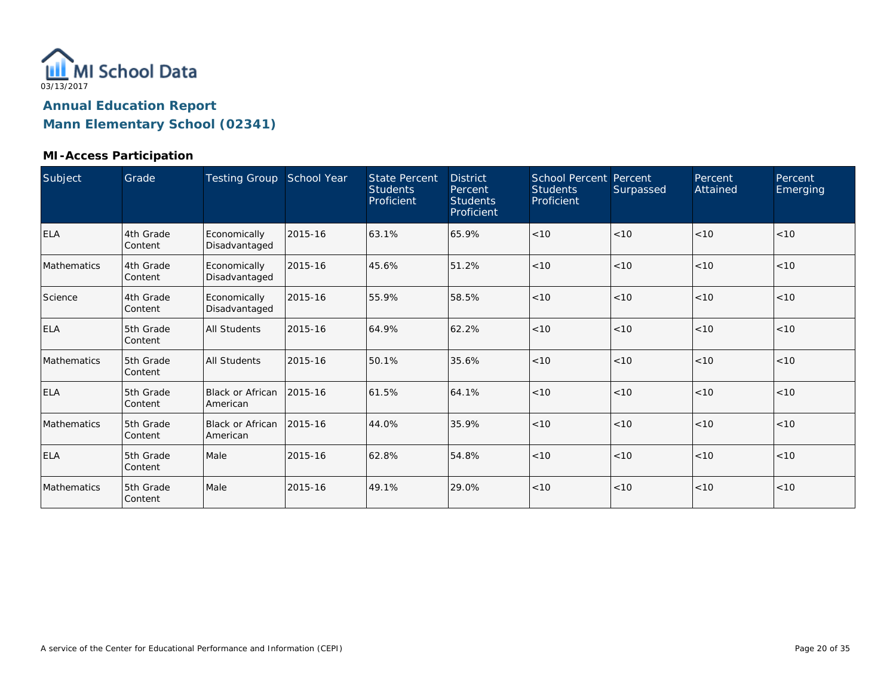03/13/2017

# Annual Education Report

## Mann Elementary School (02341)

### MI-Access Participation

| Subject | Grade | Testing Group | School Year | State Percent Students Proficient | District Percent Students Proficient | School Percent Students Proficient | Percent Surpassed | Percent Attained | Percent Emerging |
| --- | --- | --- | --- | --- | --- | --- | --- | --- | --- |
| ELA | 4th Grade Content | Economically Disadvantaged | 2015-16 | 63.1% | 65.9% | <10 | <10 | <10 | <10 |
| Mathematics | 4th Grade Content | Economically Disadvantaged | 2015-16 | 45.6% | 51.2% | <10 | <10 | <10 | <10 |
| Science | 4th Grade Content | Economically Disadvantaged | 2015-16 | 55.9% | 58.5% | <10 | <10 | <10 | <10 |
| ELA | 5th Grade Content | All Students | 2015-16 | 64.9% | 62.2% | <10 | <10 | <10 | <10 |
| Mathematics | 5th Grade Content | All Students | 2015-16 | 50.1% | 35.6% | <10 | <10 | <10 | <10 |
| ELA | 5th Grade Content | Black or African American | 2015-16 | 61.5% | 64.1% | <10 | <10 | <10 | <10 |
| Mathematics | 5th Grade Content | Black or African American | 2015-16 | 44.0% | 35.9% | <10 | <10 | <10 | <10 |
| ELA | 5th Grade Content | Male | 2015-16 | 62.8% | 54.8% | <10 | <10 | <10 | <10 |
| Mathematics | 5th Grade Content | Male | 2015-16 | 49.1% | 29.0% | <10 | <10 | <10 | <10 |

A service of the Center for Educational Performance and Information (CEPI)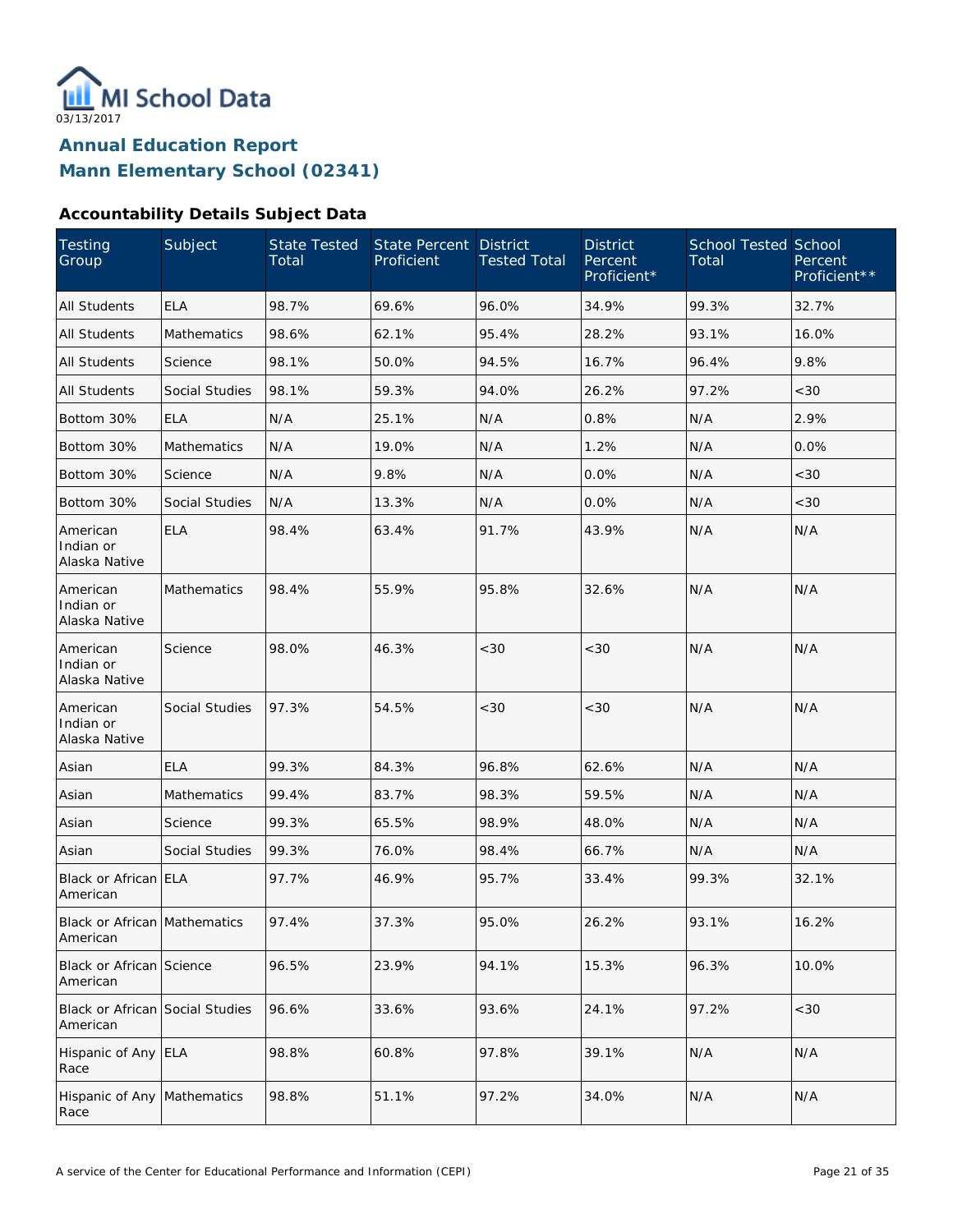MI School Data

03/13/2017

# Annual Education Report
# Mann Elementary School (02341)

### Accountability Details Subject Data

| Testing Group | Subject | State Tested Total | State Percent Proficient | District Tested Total | District Percent Proficient* | School Tested Total | School Percent Proficient** |
|---|---|---|---|---|---|---|---|
| All Students | ELA | 98.7% | 69.6% | 96.0% | 34.9% | 99.3% | 32.7% |
| All Students | Mathematics | 98.6% | 62.1% | 95.4% | 28.2% | 93.1% | 16.0% |
| All Students | Science | 98.1% | 50.0% | 94.5% | 16.7% | 96.4% | 9.8% |
| All Students | Social Studies | 98.1% | 59.3% | 94.0% | 26.2% | 97.2% | <30 |
| Bottom 30% | ELA | N/A | 25.1% | N/A | 0.8% | N/A | 2.9% |
| Bottom 30% | Mathematics | N/A | 19.0% | N/A | 1.2% | N/A | 0.0% |
| Bottom 30% | Science | N/A | 9.8% | N/A | 0.0% | N/A | <30 |
| Bottom 30% | Social Studies | N/A | 13.3% | N/A | 0.0% | N/A | <30 |
| American Indian or Alaska Native | ELA | 98.4% | 63.4% | 91.7% | 43.9% | N/A | N/A |
| American Indian or Alaska Native | Mathematics | 98.4% | 55.9% | 95.8% | 32.6% | N/A | N/A |
| American Indian or Alaska Native | Science | 98.0% | 46.3% | <30 | <30 | N/A | N/A |
| American Indian or Alaska Native | Social Studies | 97.3% | 54.5% | <30 | <30 | N/A | N/A |
| Asian | ELA | 99.3% | 84.3% | 96.8% | 62.6% | N/A | N/A |
| Asian | Mathematics | 99.4% | 83.7% | 98.3% | 59.5% | N/A | N/A |
| Asian | Science | 99.3% | 65.5% | 98.9% | 48.0% | N/A | N/A |
| Asian | Social Studies | 99.3% | 76.0% | 98.4% | 66.7% | N/A | N/A |
| Black or African American | ELA | 97.7% | 46.9% | 95.7% | 33.4% | 99.3% | 32.1% |
| Black or African American | Mathematics | 97.4% | 37.3% | 95.0% | 26.2% | 93.1% | 16.2% |
| Black or African American | Science | 96.5% | 23.9% | 94.1% | 15.3% | 96.3% | 10.0% |
| Black or African American | Social Studies | 96.6% | 33.6% | 93.6% | 24.1% | 97.2% | <30 |
| Hispanic of Any Race | ELA | 98.8% | 60.8% | 97.8% | 39.1% | N/A | N/A |
| Hispanic of Any Race | Mathematics | 98.8% | 51.1% | 97.2% | 34.0% | N/A | N/A |

A service of the Center for Educational Performance and Information (CEPI)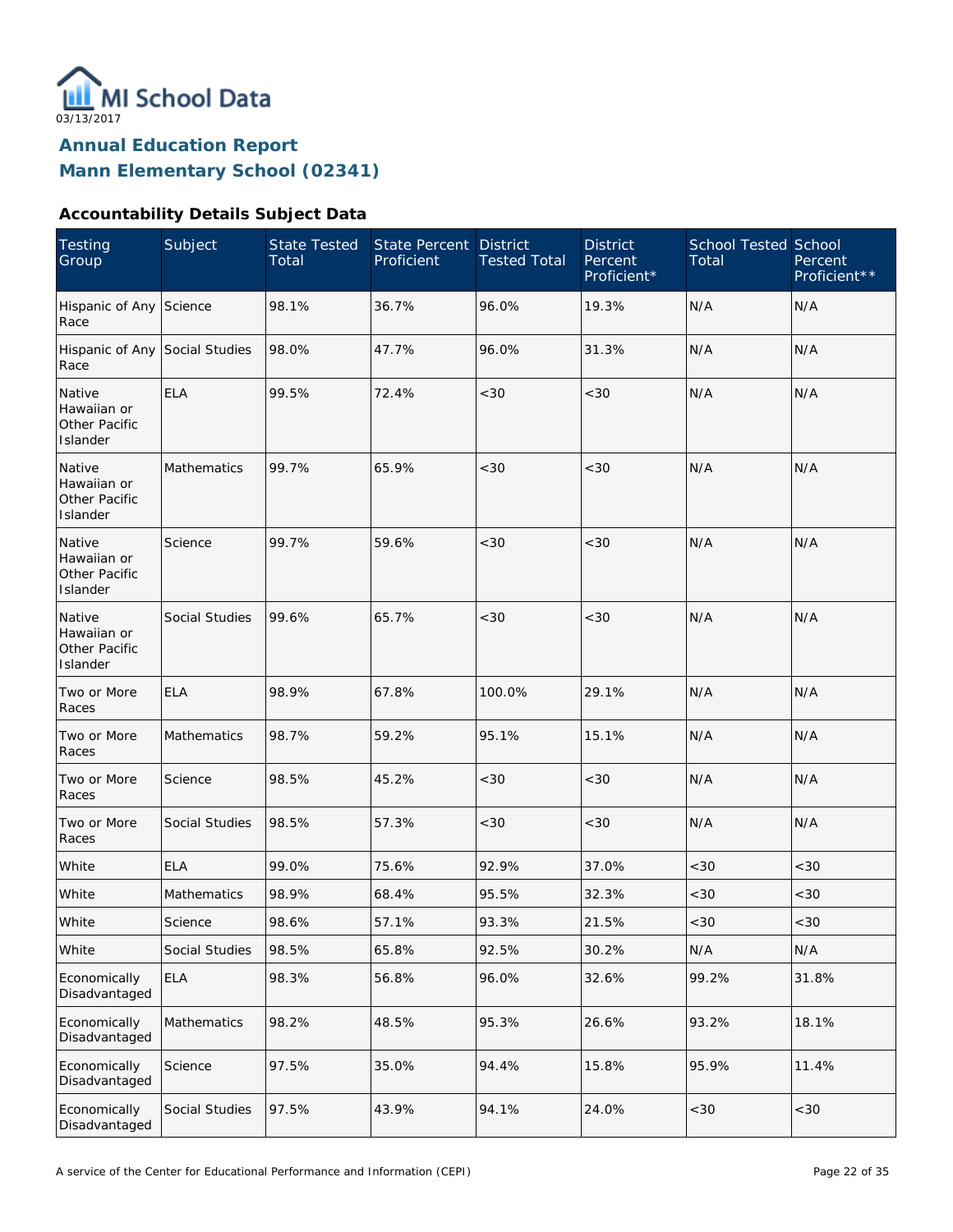03/13/2017

## Annual Education Report
## Mann Elementary School (02341)

### Accountability Details Subject Data

| Testing Group | Subject | State Tested Total | State Percent Proficient | District Tested Total | District Percent Proficient* | School Tested Total | School Percent Proficient** |
|---|---|---|---|---|---|---|---|
| Hispanic of Any Race | Science | 98.1% | 36.7% | 96.0% | 19.3% | N/A | N/A |
| Hispanic of Any Race | Social Studies | 98.0% | 47.7% | 96.0% | 31.3% | N/A | N/A |
| Native Hawaiian or Other Pacific Islander | ELA | 99.5% | 72.4% | <30 | <30 | N/A | N/A |
| Native Hawaiian or Other Pacific Islander | Mathematics | 99.7% | 65.9% | <30 | <30 | N/A | N/A |
| Native Hawaiian or Other Pacific Islander | Science | 99.7% | 59.6% | <30 | <30 | N/A | N/A |
| Native Hawaiian or Other Pacific Islander | Social Studies | 99.6% | 65.7% | <30 | <30 | N/A | N/A |
| Two or More Races | ELA | 98.9% | 67.8% | 100.0% | 29.1% | N/A | N/A |
| Two or More Races | Mathematics | 98.7% | 59.2% | 95.1% | 15.1% | N/A | N/A |
| Two or More Races | Science | 98.5% | 45.2% | <30 | <30 | N/A | N/A |
| Two or More Races | Social Studies | 98.5% | 57.3% | <30 | <30 | N/A | N/A |
| White | ELA | 99.0% | 75.6% | 92.9% | 37.0% | <30 | <30 |
| White | Mathematics | 98.9% | 68.4% | 95.5% | 32.3% | <30 | <30 |
| White | Science | 98.6% | 57.1% | 93.3% | 21.5% | <30 | <30 |
| White | Social Studies | 98.5% | 65.8% | 92.5% | 30.2% | N/A | N/A |
| Economically Disadvantaged | ELA | 98.3% | 56.8% | 96.0% | 32.6% | 99.2% | 31.8% |
| Economically Disadvantaged | Mathematics | 98.2% | 48.5% | 95.3% | 26.6% | 93.2% | 18.1% |
| Economically Disadvantaged | Science | 97.5% | 35.0% | 94.4% | 15.8% | 95.9% | 11.4% |
| Economically Disadvantaged | Social Studies | 97.5% | 43.9% | 94.1% | 24.0% | <30 | <30 |

A service of the Center for Educational Performance and Information (CEPI)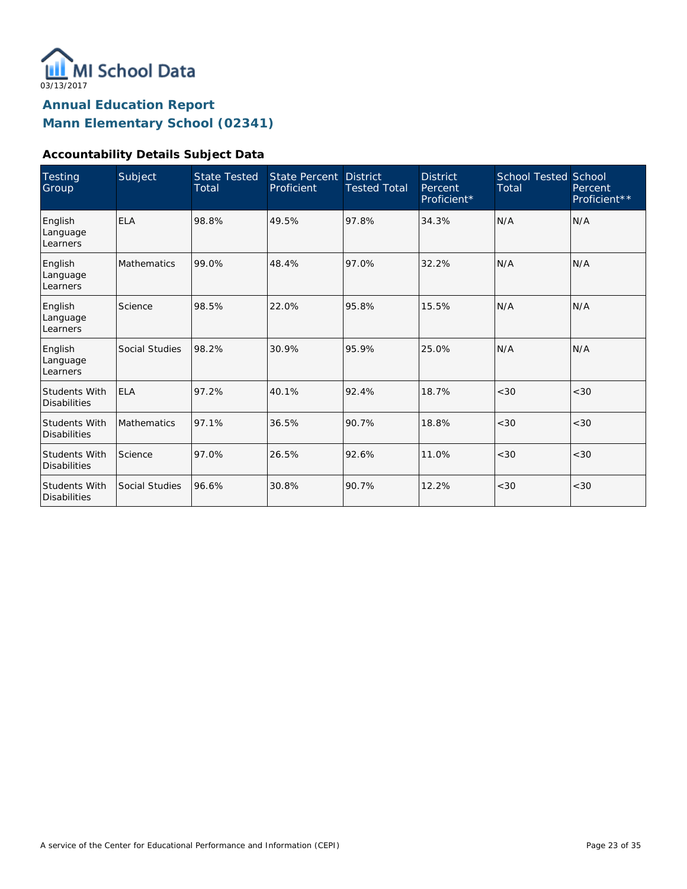MI School Data
03/13/2017

# Annual Education Report
# Mann Elementary School (02341)

### Accountability Details Subject Data

| Testing Group | Subject | State Tested Total | State Percent Proficient | District Tested Total | District Percent Proficient* | School Tested Total | School Percent Proficient** |
|---|---|---|---|---|---|---|---|
| English Language Learners | ELA | 98.8% | 49.5% | 97.8% | 34.3% | N/A | N/A |
| English Language Learners | Mathematics | 99.0% | 48.4% | 97.0% | 32.2% | N/A | N/A |
| English Language Learners | Science | 98.5% | 22.0% | 95.8% | 15.5% | N/A | N/A |
| English Language Learners | Social Studies | 98.2% | 30.9% | 95.9% | 25.0% | N/A | N/A |
| Students With Disabilities | ELA | 97.2% | 40.1% | 92.4% | 18.7% | <30 | <30 |
| Students With Disabilities | Mathematics | 97.1% | 36.5% | 90.7% | 18.8% | <30 | <30 |
| Students With Disabilities | Science | 97.0% | 26.5% | 92.6% | 11.0% | <30 | <30 |
| Students With Disabilities | Social Studies | 96.6% | 30.8% | 90.7% | 12.2% | <30 | <30 |

A service of the Center for Educational Performance and Information (CEPI)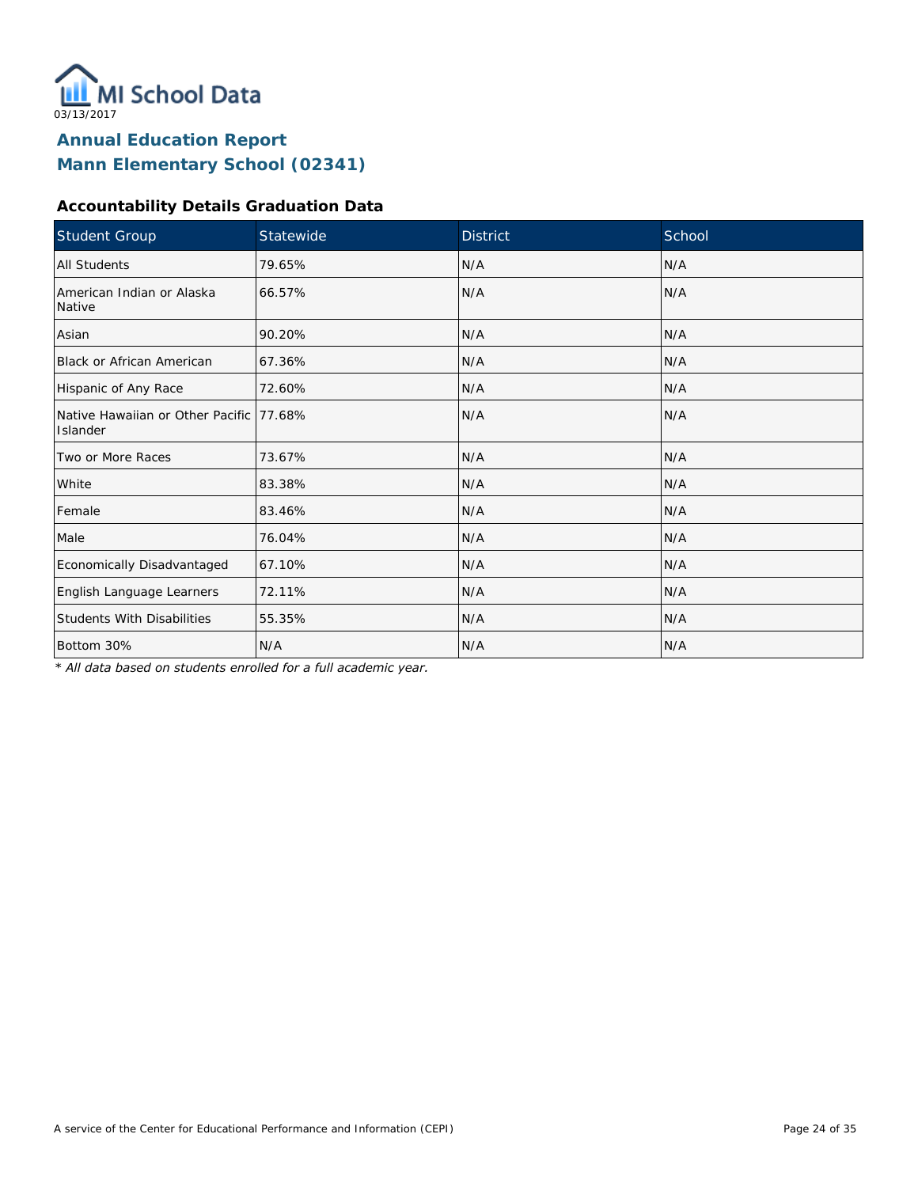MI School Data

03/13/2017

# Annual Education Report
# Mann Elementary School (02341)

### Accountability Details Graduation Data

| Student Group | Statewide | District | School |
|---|---|---|---|
| All Students | 79.65% | N/A | N/A |
| American Indian or Alaska Native | 66.57% | N/A | N/A |
| Asian | 90.20% | N/A | N/A |
| Black or African American | 67.36% | N/A | N/A |
| Hispanic of Any Race | 72.60% | N/A | N/A |
| Native Hawaiian or Other Pacific Islander | 77.68% | N/A | N/A |
| Two or More Races | 73.67% | N/A | N/A |
| White | 83.38% | N/A | N/A |
| Female | 83.46% | N/A | N/A |
| Male | 76.04% | N/A | N/A |
| Economically Disadvantaged | 67.10% | N/A | N/A |
| English Language Learners | 72.11% | N/A | N/A |
| Students With Disabilities | 55.35% | N/A | N/A |
| Bottom 30% | N/A | N/A | N/A |

*\* All data based on students enrolled for a full academic year.*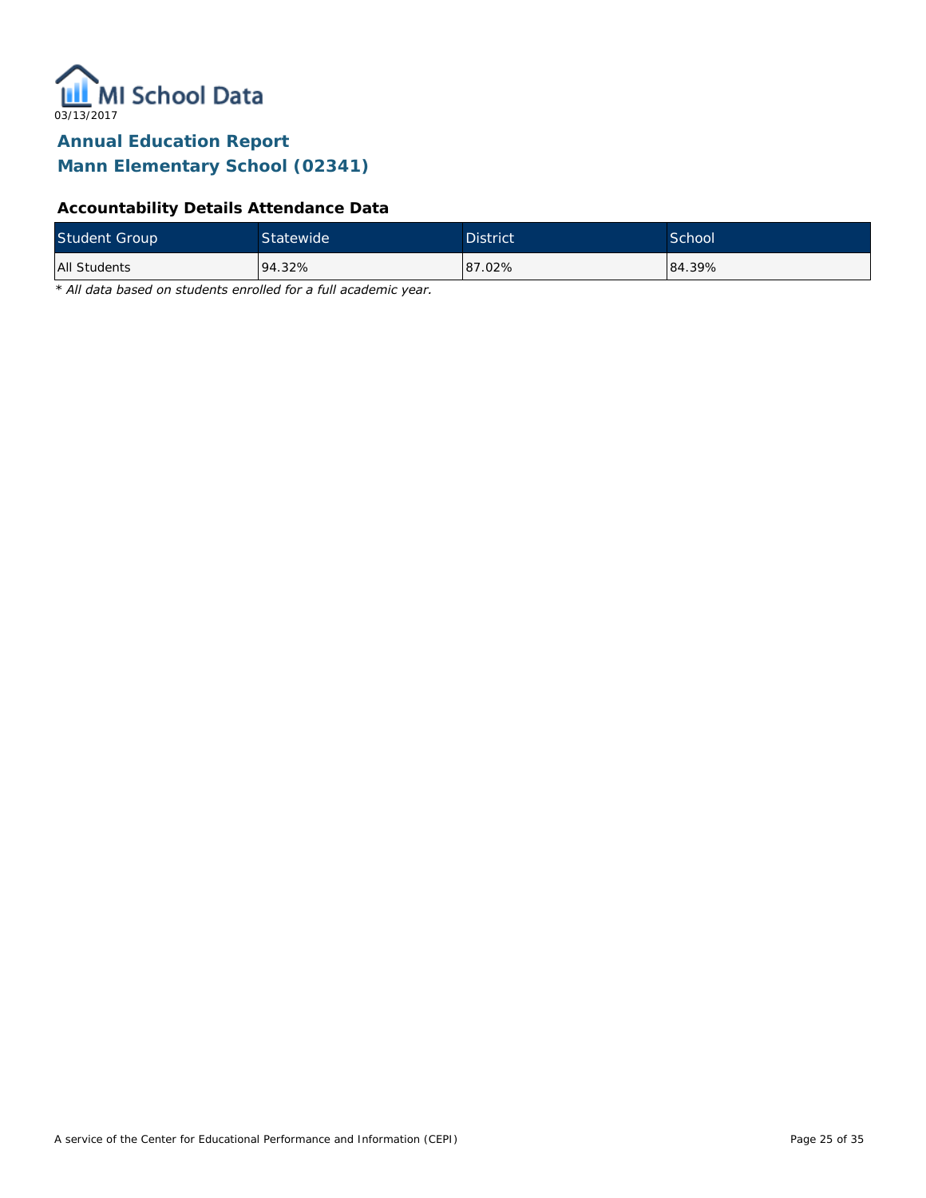MI School Data

03/13/2017

# Annual Education Report
# Mann Elementary School (02341)

### Accountability Details Attendance Data

| Student Group | Statewide | District | School |
|---|---|---|---|
| All Students | 94.32% | 87.02% | 84.39% |

*\* All data based on students enrolled for a full academic year.*

A service of the Center for Educational Performance and Information (CEPI)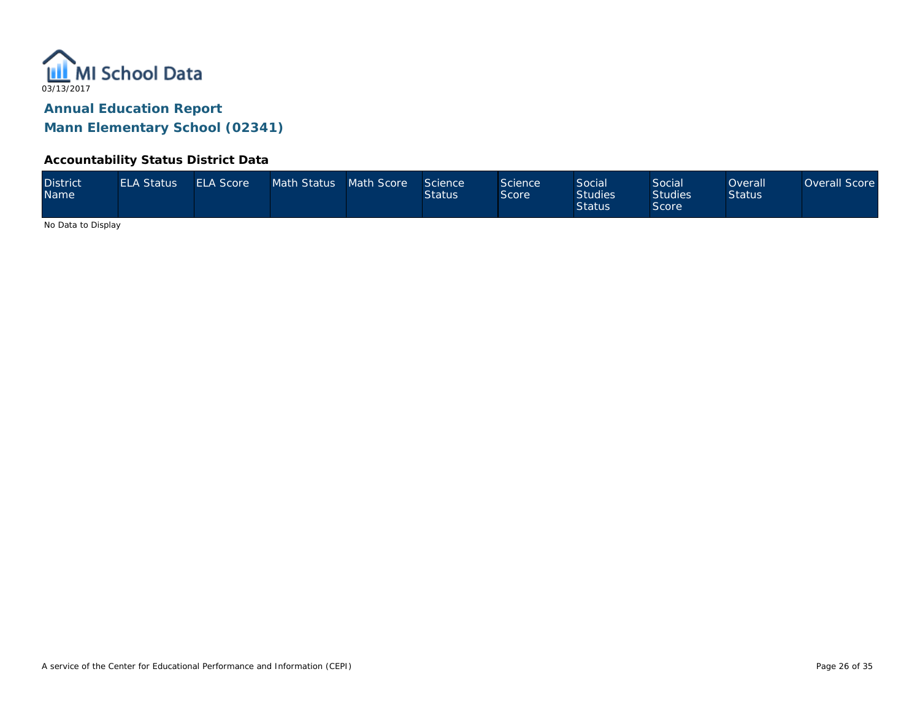MI School Data

03/13/2017

## Annual Education Report

## Mann Elementary School (02341)

### Accountability Status District Data

| District Name | ELA Status | ELA Score | Math Status | Math Score | Science Status | Science Score | Social Studies Status | Social Studies Score | Overall Status | Overall Score |
|---|---|---|---|---|---|---|---|---|---|---|

No Data to Display

A service of the Center for Educational Performance and Information (CEPI)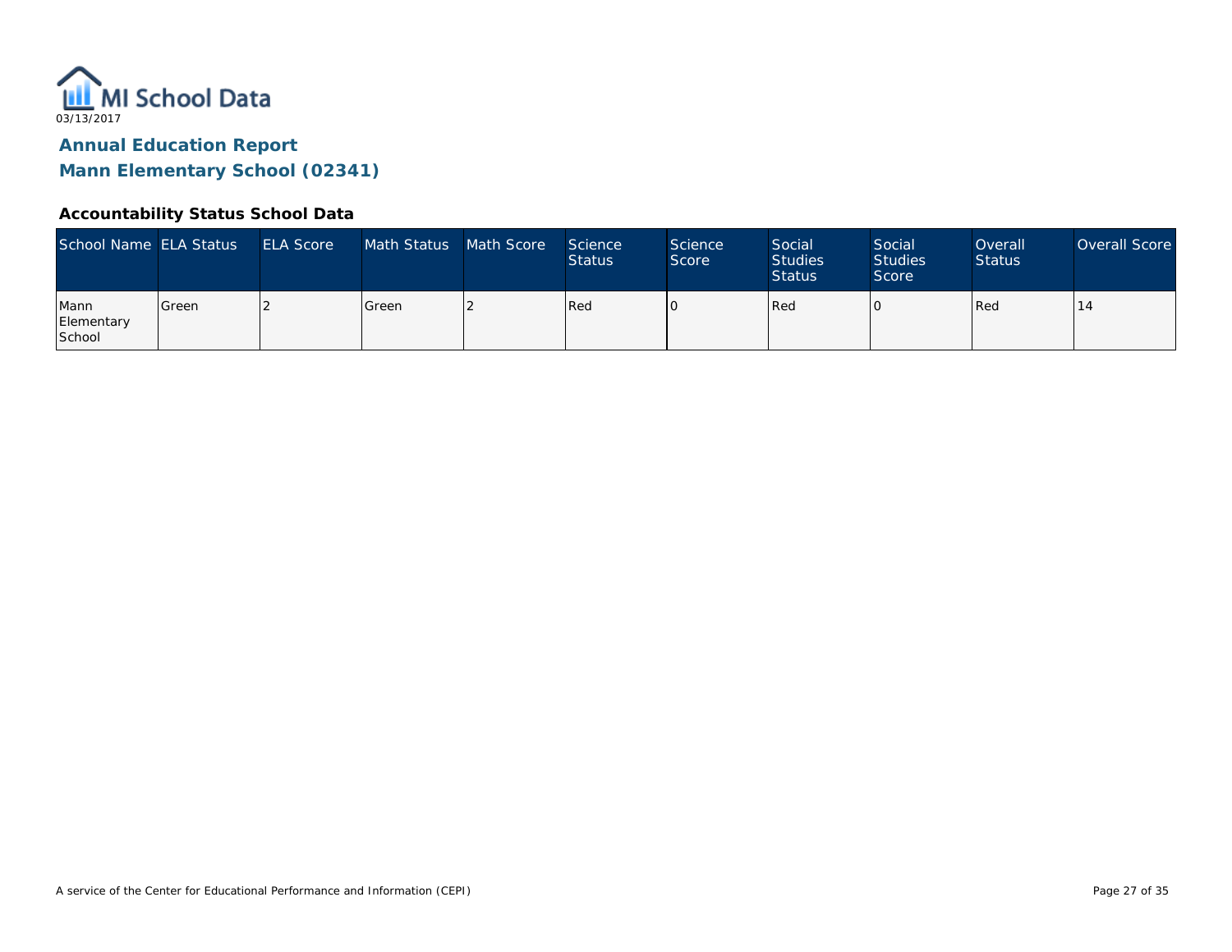MI School Data

03/13/2017

## Annual Education Report

## Mann Elementary School (02341)

### Accountability Status School Data

| School Name | ELA Status | ELA Score | Math Status | Math Score | Science Status | Science Score | Social Studies Status | Social Studies Score | Overall Status | Overall Score |
|---|---|---|---|---|---|---|---|---|---|---|
| Mann Elementary School | Green | 2 | Green | 2 | Red | 0 | Red | 0 | Red | 14 |

A service of the Center for Educational Performance and Information (CEPI)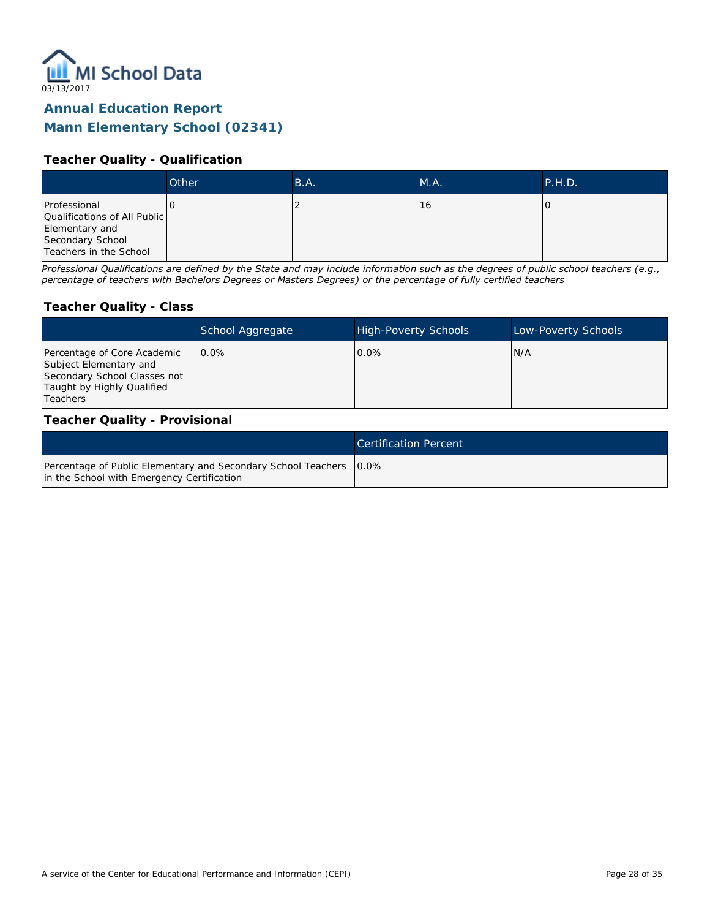MI School Data

03/13/2017

# Annual Education Report

# Mann Elementary School (02341)

### Teacher Quality - Qualification

| | Other | B.A. | M.A. | P.H.D. |
|---|---|---|---|---|
| Professional Qualifications of All Public Elementary and Secondary School Teachers in the School | 0 | 2 | 16 | 0 |

*Professional Qualifications are defined by the State and may include information such as the degrees of public school teachers (e.g., percentage of teachers with Bachelors Degrees or Masters Degrees) or the percentage of fully certified teachers*

### Teacher Quality - Class

| | School Aggregate | High-Poverty Schools | Low-Poverty Schools |
|---|---|---|---|
| Percentage of Core Academic Subject Elementary and Secondary School Classes not Taught by Highly Qualified Teachers | 0.0% | 0.0% | N/A |

### Teacher Quality - Provisional

| | Certification Percent |
|---|---|
| Percentage of Public Elementary and Secondary School Teachers in the School with Emergency Certification | 0.0% |

A service of the Center for Educational Performance and Information (CEPI)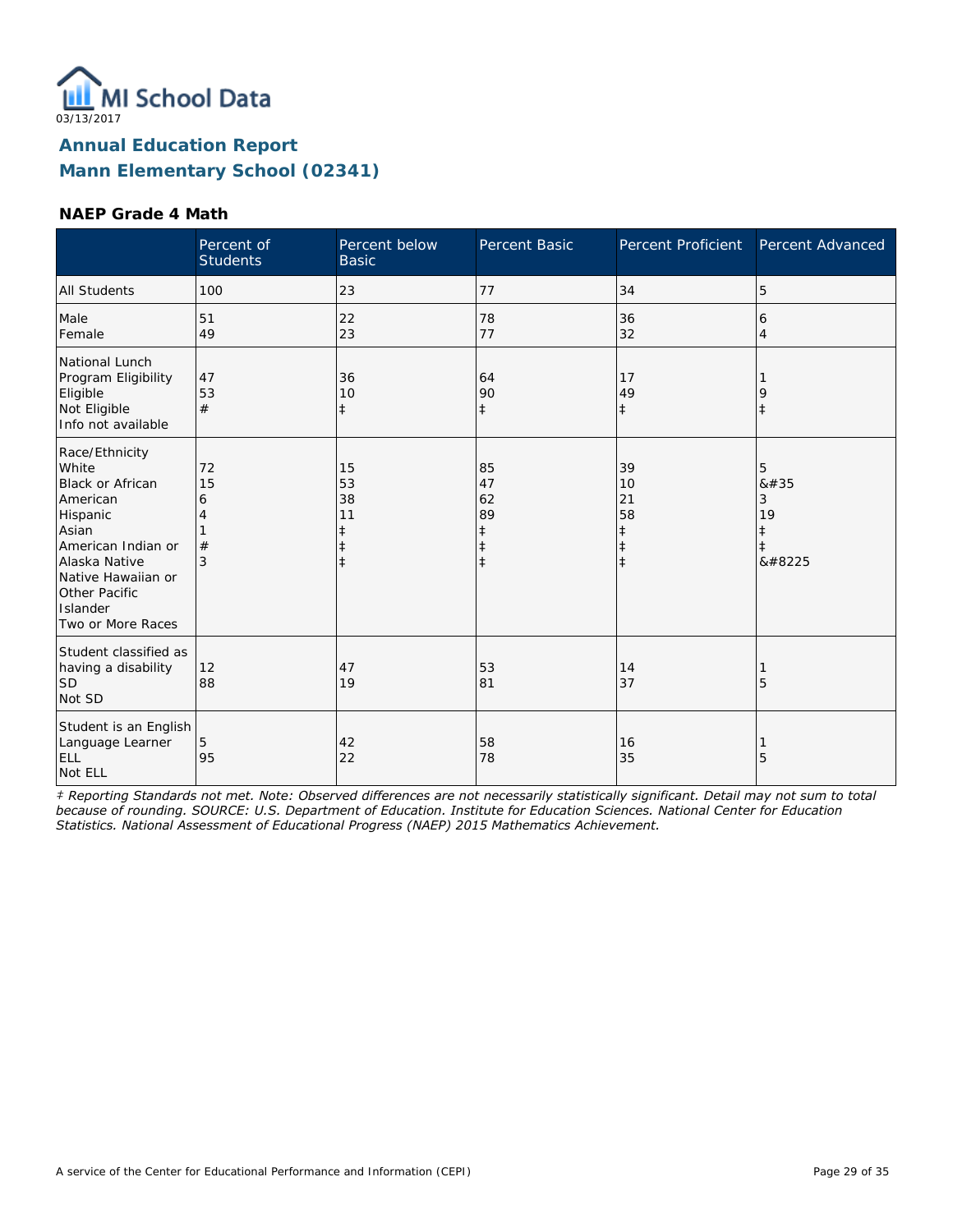MI School Data

03/13/2017

# Annual Education Report

# Mann Elementary School (02341)

### NAEP Grade 4 Math

| | Percent of Students | Percent below Basic | Percent Basic | Percent Proficient | Percent Advanced |
|---|---|---|---|---|---|
| All Students | 100 | 23 | 77 | 34 | 5 |
| Male<br>Female | 51<br>49 | 22<br>23 | 78<br>77 | 36<br>32 | 6<br>4 |
| National Lunch Program Eligibility<br>Eligible<br>Not Eligible<br>Info not available | 47<br>53<br># | 36<br>10<br>‡ | 64<br>90<br>‡ | 17<br>49<br>‡ | 1<br>9<br>‡ |
| Race/Ethnicity<br>White<br>Black or African American<br>Hispanic<br>Asian<br>American Indian or Alaska Native<br>Native Hawaiian or Other Pacific Islander<br>Two or More Races | 72<br>15<br>6<br>4<br>1<br>#<br>3 | 15<br>53<br>38<br>11<br>‡<br>‡<br>‡ | 85<br>47<br>62<br>89<br>‡<br>‡<br>‡ | 39<br>10<br>21<br>58<br>‡<br>‡<br>‡ | 5<br>&#35<br>3<br>19<br>‡<br>‡<br>&#8225 |
| Student classified as having a disability<br>SD<br>Not SD | 12<br>88 | 47<br>19 | 53<br>81 | 14<br>37 | 1<br>5 |
| Student is an English Language Learner<br>ELL<br>Not ELL | 5<br>95 | 42<br>22 | 58<br>78 | 16<br>35 | 1<br>5 |

*‡ Reporting Standards not met. Note: Observed differences are not necessarily statistically significant. Detail may not sum to total because of rounding. SOURCE: U.S. Department of Education. Institute for Education Sciences. National Center for Education Statistics. National Assessment of Educational Progress (NAEP) 2015 Mathematics Achievement.*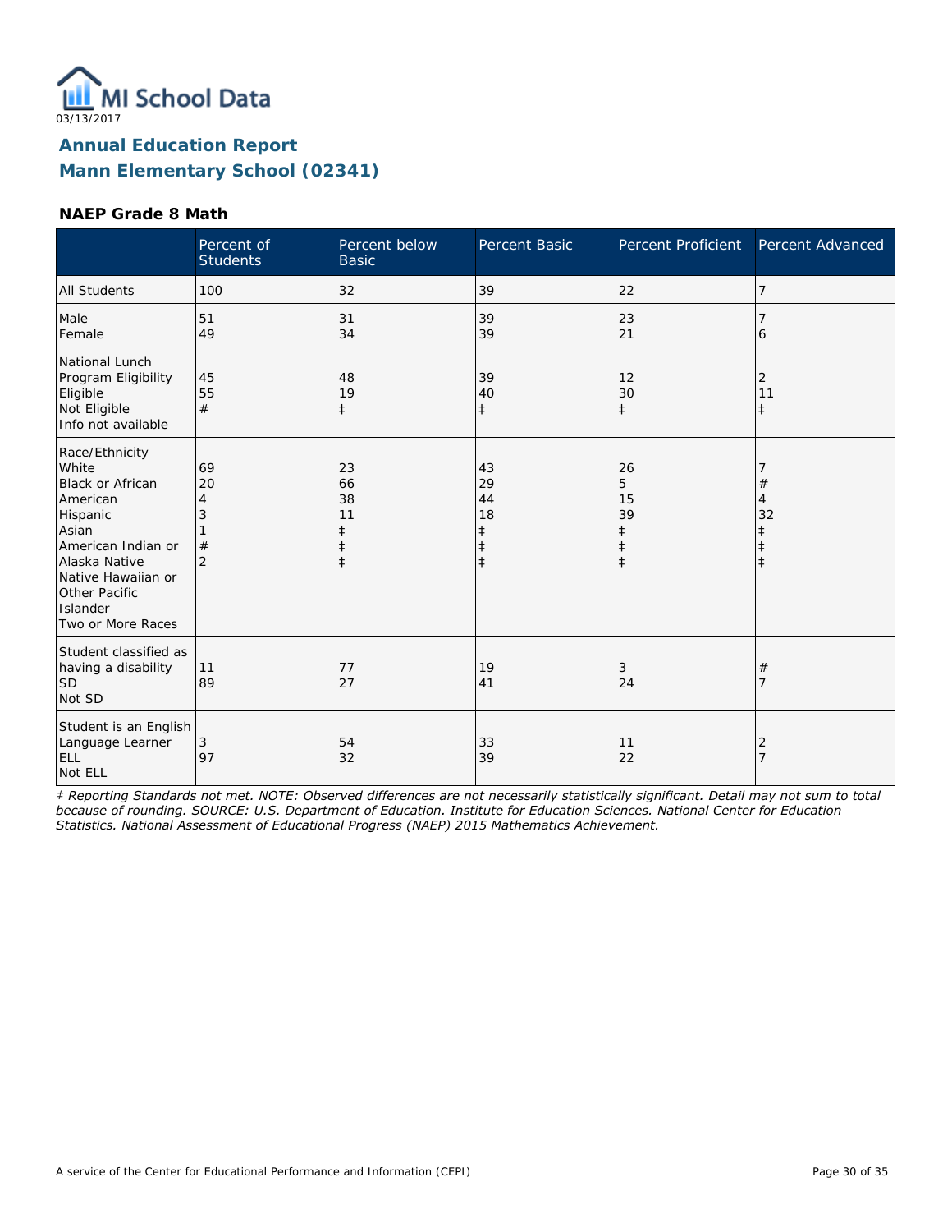03/13/2017

## Annual Education Report
## Mann Elementary School (02341)

### NAEP Grade 8 Math

| | Percent of Students | Percent below Basic | Percent Basic | Percent Proficient | Percent Advanced |
|---|---|---|---|---|---|
| All Students | 100 | 32 | 39 | 22 | 7 |
| Male | 51 | 31 | 39 | 23 | 7 |
| Female | 49 | 34 | 39 | 21 | 6 |
| National Lunch Program Eligibility | | | | | |
| Eligible | 45 | 48 | 39 | 12 | 2 |
| Not Eligible | 55 | 19 | 40 | 30 | 11 |
| Info not available | # | ‡ | ‡ | ‡ | ‡ |
| Race/Ethnicity | | | | | |
| White | 69 | 23 | 43 | 26 | 7 |
| Black or African American | 20 | 66 | 29 | 5 | # |
| Hispanic | 4 | 38 | 44 | 15 | 4 |
| Asian | 3 | 11 | 18 | 39 | 32 |
| American Indian or Alaska Native | 1 | ‡ | ‡ | ‡ | ‡ |
| Native Hawaiian or Other Pacific Islander | # | ‡ | ‡ | ‡ | ‡ |
| Two or More Races | 2 | ‡ | ‡ | ‡ | ‡ |
| Student classified as having a disability | | | | | |
| SD | 11 | 77 | 19 | 3 | # |
| Not SD | 89 | 27 | 41 | 24 | 7 |
| Student is an English Language Learner | | | | | |
| ELL | 3 | 54 | 33 | 11 | 2 |
| Not ELL | 97 | 32 | 39 | 22 | 7 |

*‡ Reporting Standards not met. NOTE: Observed differences are not necessarily statistically significant. Detail may not sum to total because of rounding. SOURCE: U.S. Department of Education. Institute for Education Sciences. National Center for Education Statistics. National Assessment of Educational Progress (NAEP) 2015 Mathematics Achievement.*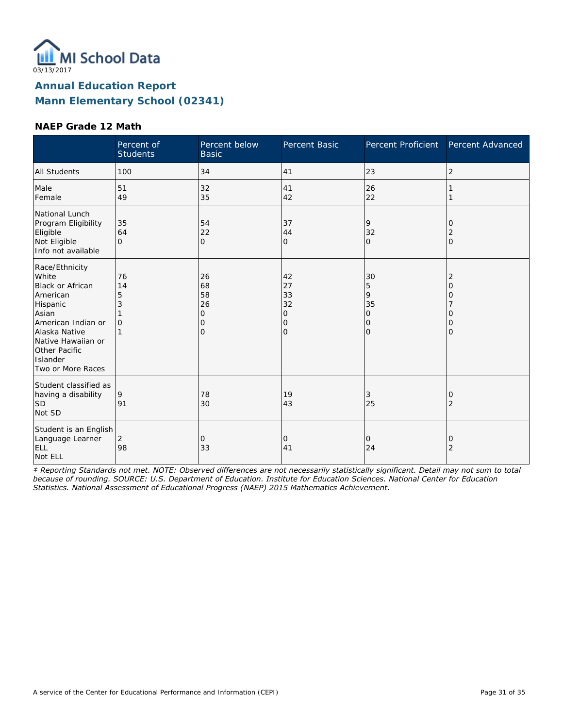03/13/2017

# Annual Education Report
# Mann Elementary School (02341)

### NAEP Grade 12 Math

| | Percent of Students | Percent below Basic | Percent Basic | Percent Proficient | Percent Advanced |
|---|---|---|---|---|---|
| All Students | 100 | 34 | 41 | 23 | 2 |
| Male | 51 | 32 | 41 | 26 | 1 |
| Female | 49 | 35 | 42 | 22 | 1 |
| National Lunch Program Eligibility | | | | | |
| Eligible | 35 | 54 | 37 | 9 | 0 |
| Not Eligible | 64 | 22 | 44 | 32 | 2 |
| Info not available | 0 | 0 | 0 | 0 | 0 |
| Race/Ethnicity | | | | | |
| White | 76 | 26 | 42 | 30 | 2 |
| Black or African American | 14 | 68 | 27 | 5 | 0 |
| Hispanic | 5 | 58 | 33 | 9 | 0 |
| Asian | 3 | 26 | 32 | 35 | 7 |
| American Indian or Alaska Native | 1 | 0 | 0 | 0 | 0 |
| Native Hawaiian or Other Pacific Islander | 0 | 0 | 0 | 0 | 0 |
| Two or More Races | 1 | 0 | 0 | 0 | 0 |
| Student classified as having a disability | | | | | |
| SD | 9 | 78 | 19 | 3 | 0 |
| Not SD | 91 | 30 | 43 | 25 | 2 |
| Student is an English Language Learner | | | | | |
| ELL | 2 | 0 | 0 | 0 | 0 |
| Not ELL | 98 | 33 | 41 | 24 | 2 |

*‡ Reporting Standards not met. NOTE: Observed differences are not necessarily statistically significant. Detail may not sum to total because of rounding. SOURCE: U.S. Department of Education. Institute for Education Sciences. National Center for Education Statistics. National Assessment of Educational Progress (NAEP) 2015 Mathematics Achievement.*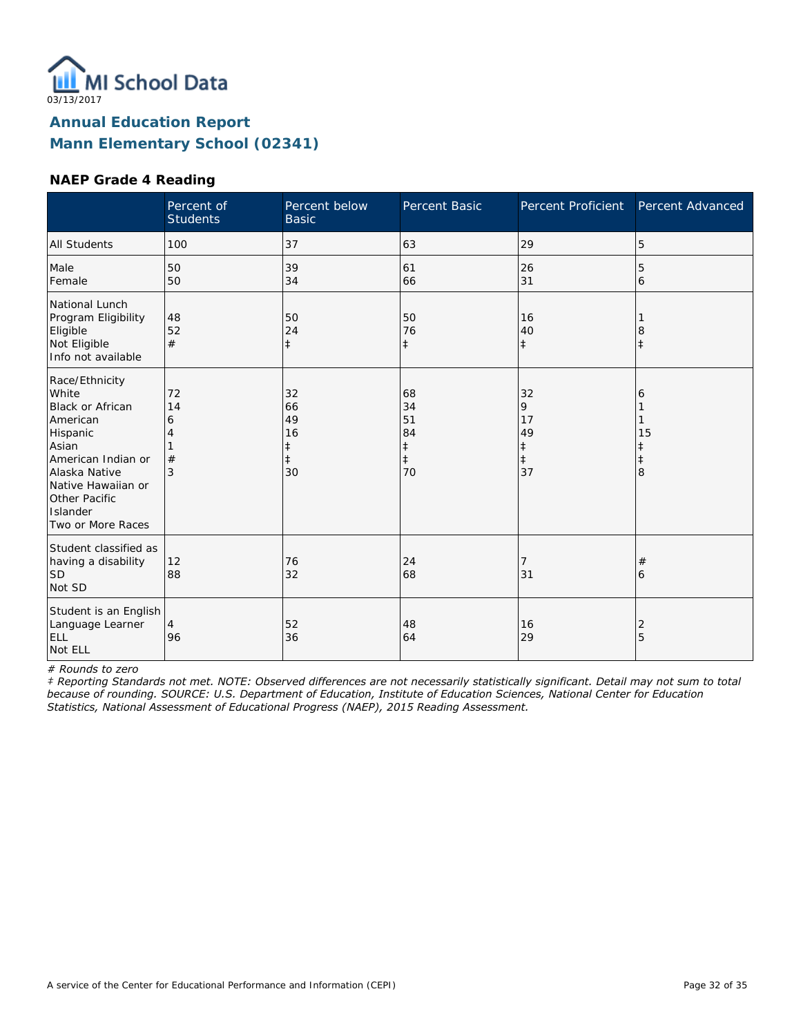MI School Data
03/13/2017

## Annual Education Report
## Mann Elementary School (02341)

### NAEP Grade 4 Reading

| | Percent of Students | Percent below Basic | Percent Basic | Percent Proficient | Percent Advanced |
|---|---|---|---|---|---|
| All Students | 100 | 37 | 63 | 29 | 5 |
| Male | 50 | 39 | 61 | 26 | 5 |
| Female | 50 | 34 | 66 | 31 | 6 |
| National Lunch Program Eligibility | | | | | |
| Eligible | 48 | 50 | 50 | 16 | 1 |
| Not Eligible | 52 | 24 | 76 | 40 | 8 |
| Info not available | # | ‡ | ‡ | ‡ | ‡ |
| Race/Ethnicity | | | | | |
| White | 72 | 32 | 68 | 32 | 6 |
| Black or African American | 14 | 66 | 34 | 9 | 1 |
| Hispanic | 6 | 49 | 51 | 17 | 1 |
| Asian | 4 | 16 | 84 | 49 | 15 |
| American Indian or Alaska Native | 1 | ‡ | ‡ | ‡ | ‡ |
| Native Hawaiian or Other Pacific Islander | # | ‡ | ‡ | ‡ | ‡ |
| Two or More Races | 3 | 30 | 70 | 37 | 8 |
| Student classified as having a disability | | | | | |
| SD | 12 | 76 | 24 | 7 | # |
| Not SD | 88 | 32 | 68 | 31 | 6 |
| Student is an English Language Learner | | | | | |
| ELL | 4 | 52 | 48 | 16 | 2 |
| Not ELL | 96 | 36 | 64 | 29 | 5 |

*# Rounds to zero*

*‡ Reporting Standards not met. NOTE: Observed differences are not necessarily statistically significant. Detail may not sum to total because of rounding. SOURCE: U.S. Department of Education, Institute of Education Sciences, National Center for Education Statistics, National Assessment of Educational Progress (NAEP), 2015 Reading Assessment.*

A service of the Center for Educational Performance and Information (CEPI)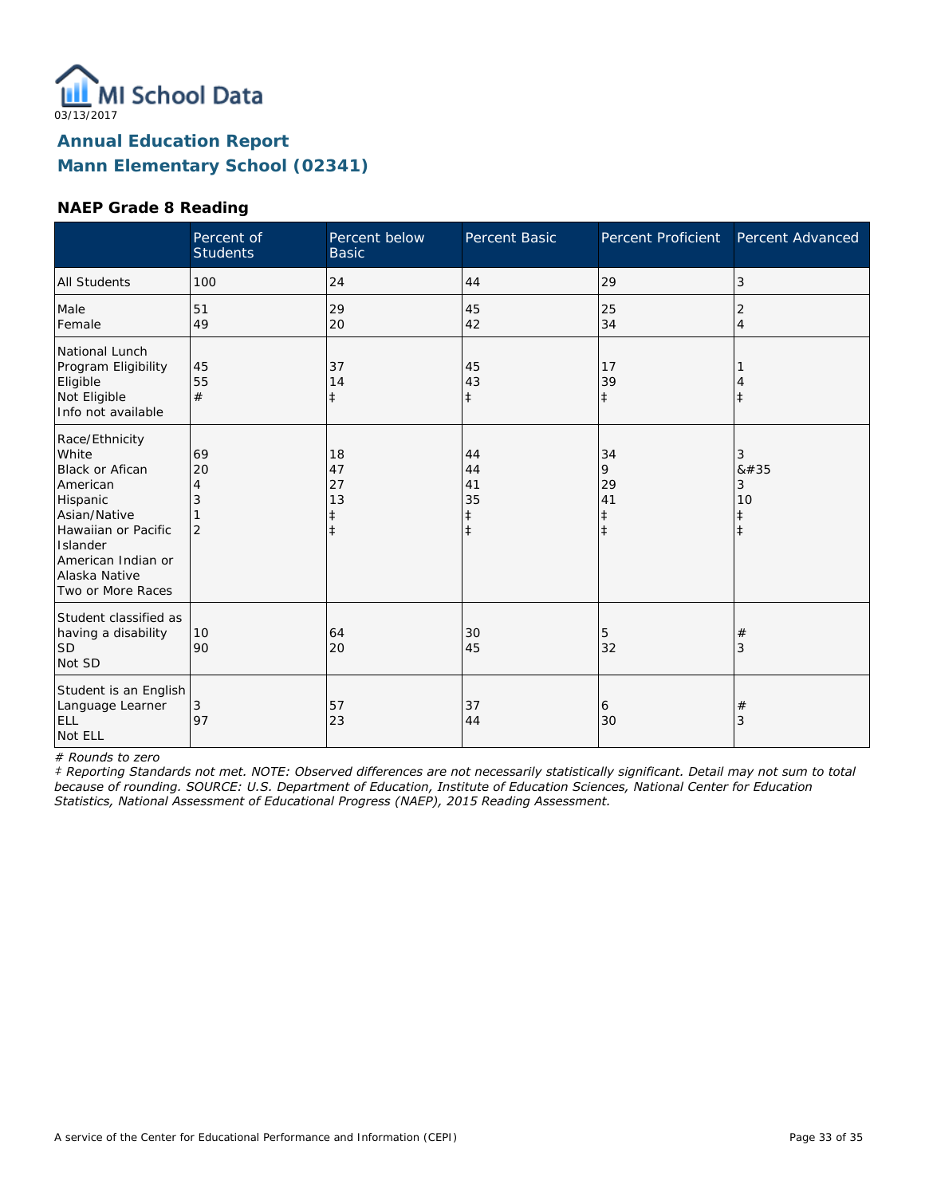03/13/2017

# Annual Education Report
## Mann Elementary School (02341)

### NAEP Grade 8 Reading

| | Percent of Students | Percent below Basic | Percent Basic | Percent Proficient | Percent Advanced |
|---|---|---|---|---|---|
| All Students | 100 | 24 | 44 | 29 | 3 |
| Male | 51 | 29 | 45 | 25 | 2 |
| Female | 49 | 20 | 42 | 34 | 4 |
| National Lunch Program Eligibility | | | | | |
| Eligible | 45 | 37 | 45 | 17 | 1 |
| Not Eligible | 55 | 14 | 43 | 39 | 4 |
| Info not available | # | ‡ | ‡ | ‡ | ‡ |
| Race/Ethnicity | | | | | |
| White | 69 | 18 | 44 | 34 | 3 |
| Black or Afican American | 20 | 47 | 44 | 9 | &#35 |
| Hispanic | 4 | 27 | 41 | 29 | 3 |
| Asian/Native Hawaiian or Pacific Islander | 3 | 13 | 35 | 41 | 10 |
| American Indian or Alaska Native | 1 | ‡ | ‡ | ‡ | ‡ |
| Two or More Races | 2 | ‡ | ‡ | ‡ | ‡ |
| Student classified as having a disability | | | | | |
| SD | 10 | 64 | 30 | 5 | # |
| Not SD | 90 | 20 | 45 | 32 | 3 |
| Student is an English Language Learner | | | | | |
| ELL | 3 | 57 | 37 | 6 | # |
| Not ELL | 97 | 23 | 44 | 30 | 3 |

*# Rounds to zero*

*‡ Reporting Standards not met. NOTE: Observed differences are not necessarily statistically significant. Detail may not sum to total because of rounding. SOURCE: U.S. Department of Education, Institute of Education Sciences, National Center for Education Statistics, National Assessment of Educational Progress (NAEP), 2015 Reading Assessment.*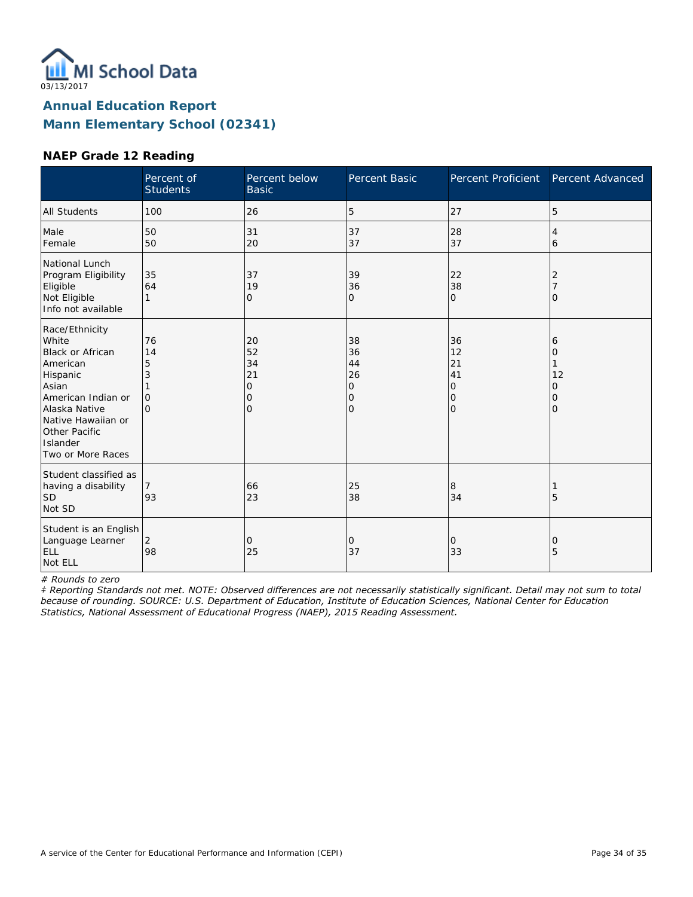MI School Data

03/13/2017

## Annual Education Report
## Mann Elementary School (02341)

### NAEP Grade 12 Reading

| | Percent of Students | Percent below Basic | Percent Basic | Percent Proficient | Percent Advanced |
|---|---|---|---|---|---|
| All Students | 100 | 26 | 5 | 27 | 5 |
| Male | 50 | 31 | 37 | 28 | 4 |
| Female | 50 | 20 | 37 | 37 | 6 |
| National Lunch Program Eligibility | | | | | |
| Eligible | 35 | 37 | 39 | 22 | 2 |
| Not Eligible | 64 | 19 | 36 | 38 | 7 |
| Info not available | 1 | 0 | 0 | 0 | 0 |
| Race/Ethnicity | | | | | |
| White | 76 | 20 | 38 | 36 | 6 |
| Black or African American | 14 | 52 | 36 | 12 | 0 |
| Hispanic | 5 | 34 | 44 | 21 | 1 |
| Asian | 3 | 21 | 26 | 41 | 12 |
| American Indian or Alaska Native | 1 | 0 | 0 | 0 | 0 |
| Native Hawaiian or Other Pacific Islander | 0 | 0 | 0 | 0 | 0 |
| Two or More Races | 0 | 0 | 0 | 0 | 0 |
| Student classified as having a disability | | | | | |
| SD | 7 | 66 | 25 | 8 | 1 |
| Not SD | 93 | 23 | 38 | 34 | 5 |
| Student is an English Language Learner | | | | | |
| ELL | 2 | 0 | 0 | 0 | 0 |
| Not ELL | 98 | 25 | 37 | 33 | 5 |

*# Rounds to zero*

*‡ Reporting Standards not met. NOTE: Observed differences are not necessarily statistically significant. Detail may not sum to total because of rounding. SOURCE: U.S. Department of Education, Institute of Education Sciences, National Center for Education Statistics, National Assessment of Educational Progress (NAEP), 2015 Reading Assessment.*

A service of the Center for Educational Performance and Information (CEPI)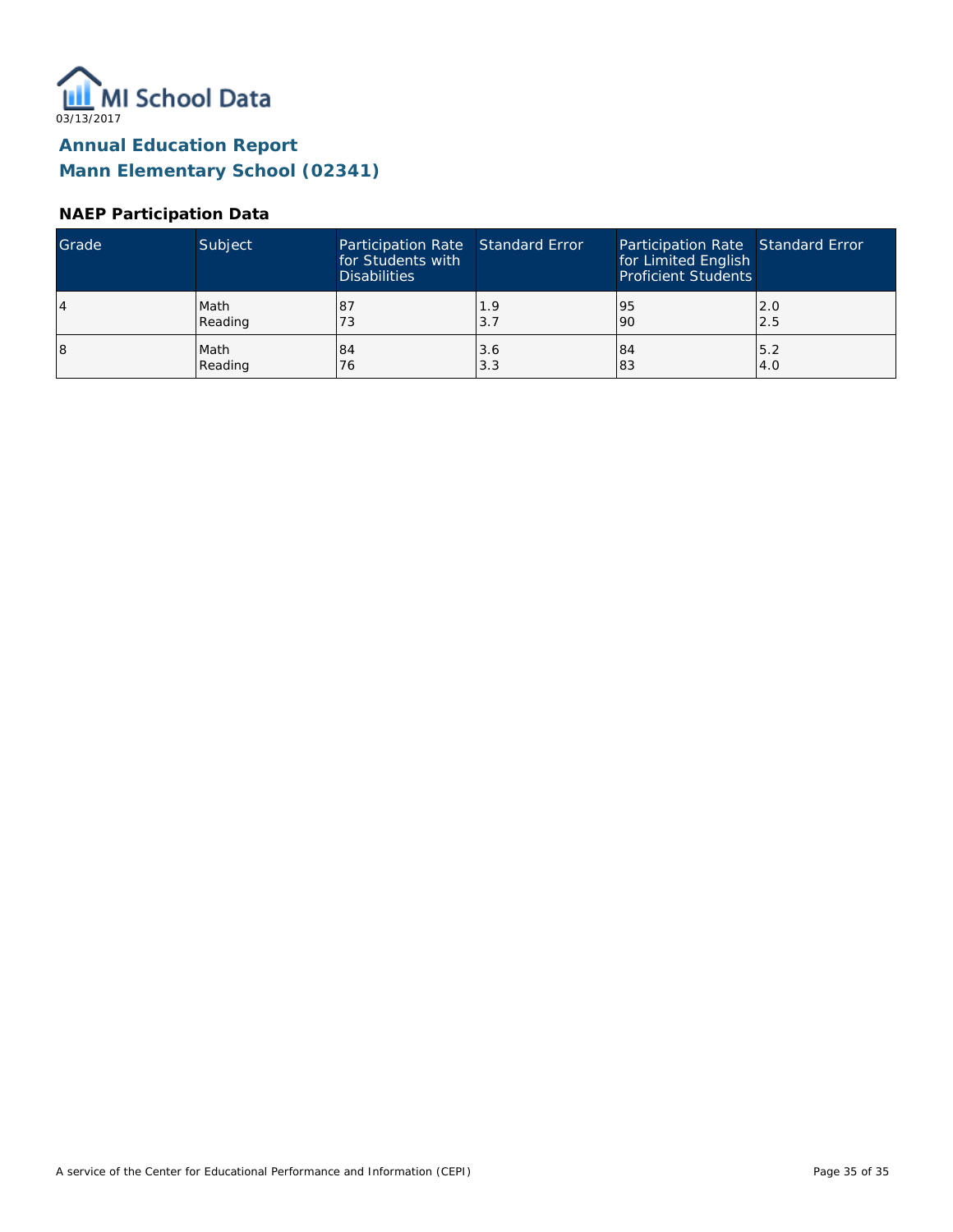MI School Data

03/13/2017

## Annual Education Report
## Mann Elementary School (02341)

### NAEP Participation Data

| Grade | Subject | Participation Rate for Students with Disabilities | Standard Error | Participation Rate for Limited English Proficient Students | Standard Error |
|---|---|---|---|---|---|
| 4 | Math<br>Reading | 87<br>73 | 1.9<br>3.7 | 95<br>90 | 2.0<br>2.5 |
| 8 | Math<br>Reading | 84<br>76 | 3.6<br>3.3 | 84<br>83 | 5.2<br>4.0 |

A service of the Center for Educational Performance and Information (CEPI)